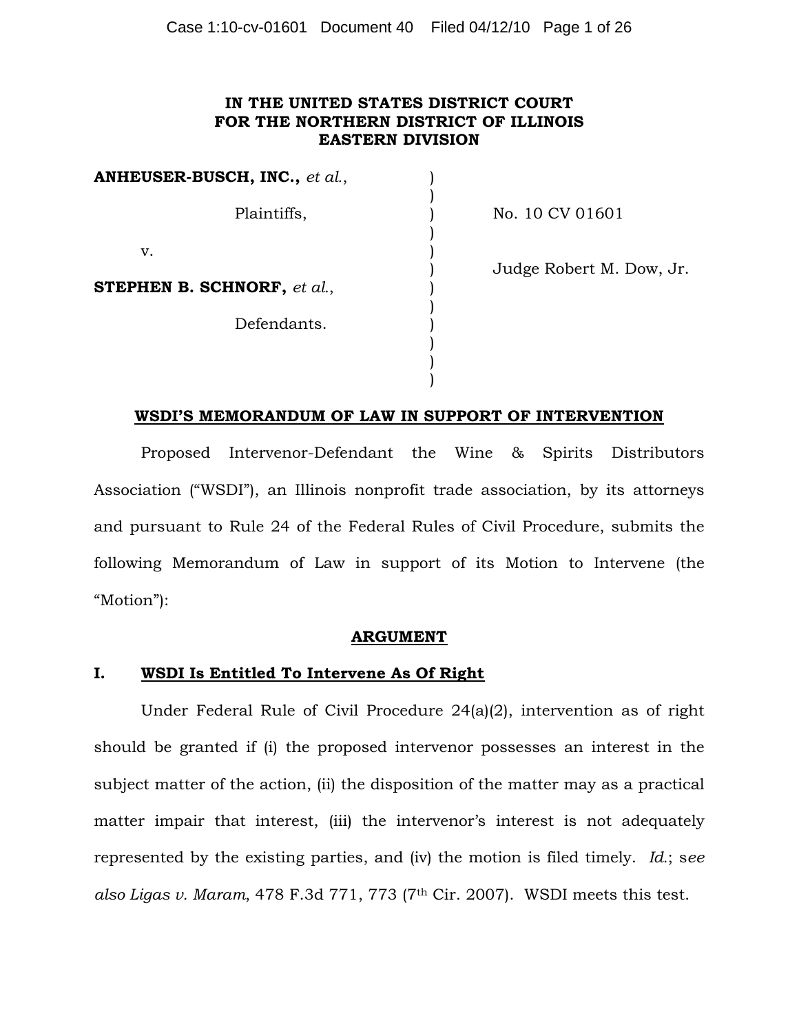**IN THE UNITED STATES DISTRICT COURT**
**FOR THE NORTHERN DISTRICT OF ILLINOIS**
**EASTERN DIVISION**

| | | |
|---|---|---|
| **ANHEUSER-BUSCH, INC.,** *et al.*, | ) | |
| Plaintiffs, | ) | No. 10 CV 01601 |
| v. | ) | |
| | ) | Judge Robert M. Dow, Jr. |
| **STEPHEN B. SCHNORF,** *et al.*, | ) | |
| Defendants. | ) | |

**WSDI'S MEMORANDUM OF LAW IN SUPPORT OF INTERVENTION**

Proposed Intervenor-Defendant the Wine & Spirits Distributors Association ("WSDI"), an Illinois nonprofit trade association, by its attorneys and pursuant to Rule 24 of the Federal Rules of Civil Procedure, submits the following Memorandum of Law in support of its Motion to Intervene (the "Motion"):

**ARGUMENT**

**I. WSDI Is Entitled To Intervene As Of Right**

Under Federal Rule of Civil Procedure 24(a)(2), intervention as of right should be granted if (i) the proposed intervenor possesses an interest in the subject matter of the action, (ii) the disposition of the matter may as a practical matter impair that interest, (iii) the intervenor's interest is not adequately represented by the existing parties, and (iv) the motion is filed timely. *Id.*; s*ee also Ligas v. Maram*, 478 F.3d 771, 773 (7th Cir. 2007). WSDI meets this test.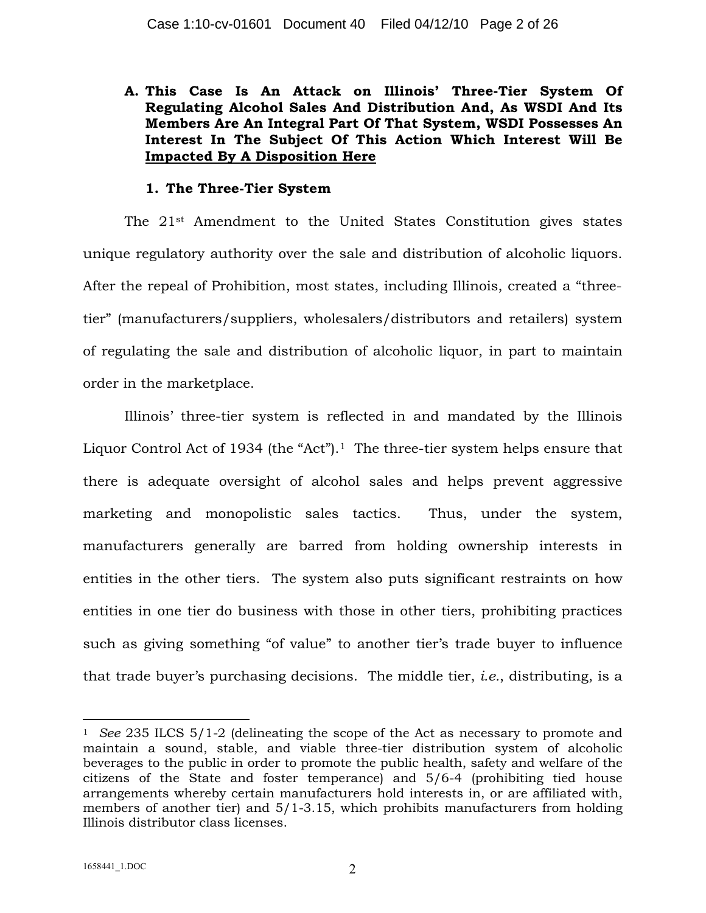**A. This Case Is An Attack on Illinois' Three-Tier System Of Regulating Alcohol Sales And Distribution And, As WSDI And Its Members Are An Integral Part Of That System, WSDI Possesses An Interest In The Subject Of This Action Which Interest Will Be Impacted By A Disposition Here**

**1. The Three-Tier System**

The 21st Amendment to the United States Constitution gives states unique regulatory authority over the sale and distribution of alcoholic liquors. After the repeal of Prohibition, most states, including Illinois, created a "three-tier" (manufacturers/suppliers, wholesalers/distributors and retailers) system of regulating the sale and distribution of alcoholic liquor, in part to maintain order in the marketplace.

Illinois' three-tier system is reflected in and mandated by the Illinois Liquor Control Act of 1934 (the "Act").[1] The three-tier system helps ensure that there is adequate oversight of alcohol sales and helps prevent aggressive marketing and monopolistic sales tactics. Thus, under the system, manufacturers generally are barred from holding ownership interests in entities in the other tiers. The system also puts significant restraints on how entities in one tier do business with those in other tiers, prohibiting practices such as giving something "of value" to another tier's trade buyer to influence that trade buyer's purchasing decisions. The middle tier, *i.e.*, distributing, is a

---

[1] *See* 235 ILCS 5/1-2 (delineating the scope of the Act as necessary to promote and maintain a sound, stable, and viable three-tier distribution system of alcoholic beverages to the public in order to promote the public health, safety and welfare of the citizens of the State and foster temperance) and 5/6-4 (prohibiting tied house arrangements whereby certain manufacturers hold interests in, or are affiliated with, members of another tier) and 5/1-3.15, which prohibits manufacturers from holding Illinois distributor class licenses.

1658441_1.DOC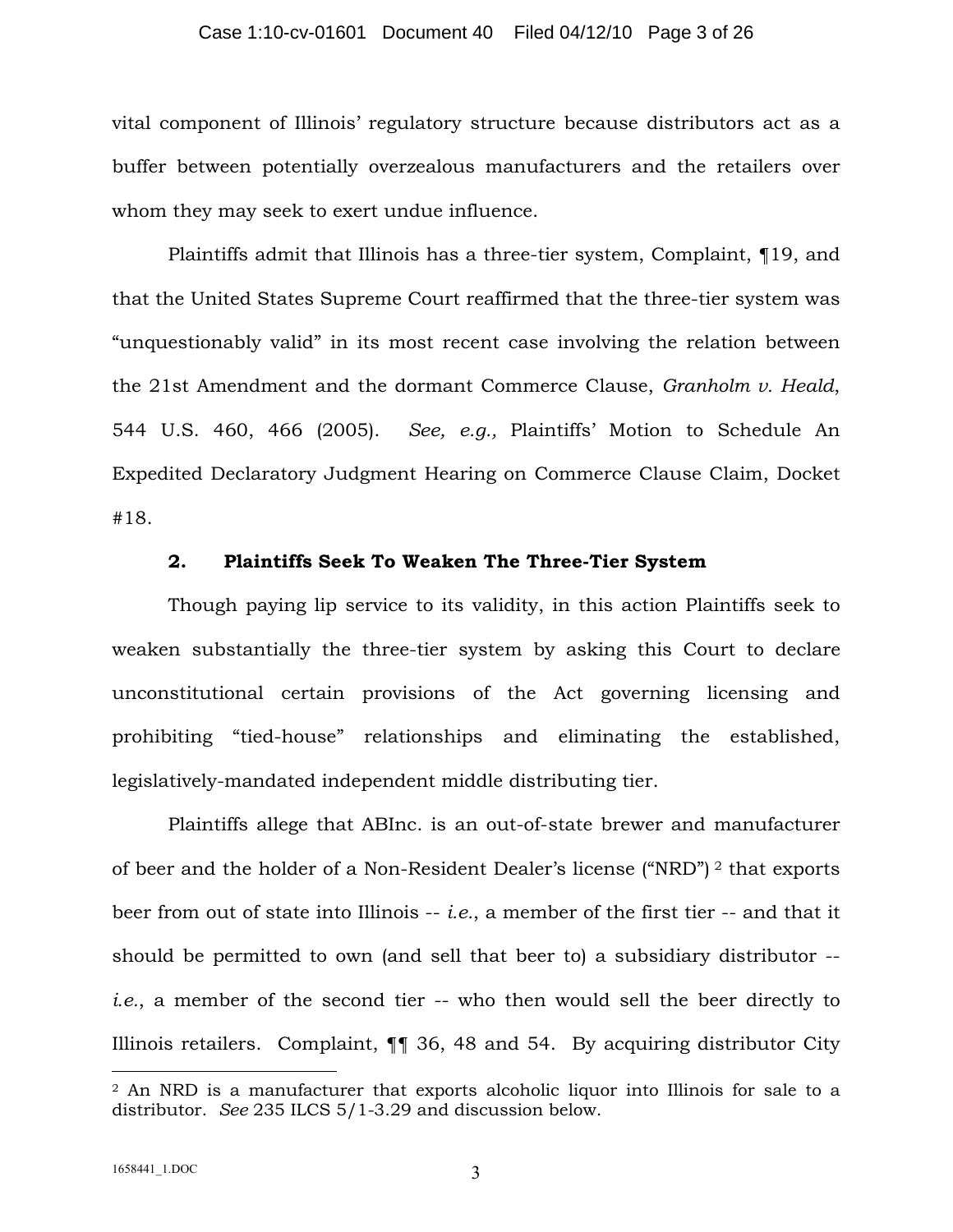vital component of Illinois' regulatory structure because distributors act as a buffer between potentially overzealous manufacturers and the retailers over whom they may seek to exert undue influence.

Plaintiffs admit that Illinois has a three-tier system, Complaint, ¶19, and that the United States Supreme Court reaffirmed that the three-tier system was "unquestionably valid" in its most recent case involving the relation between the 21st Amendment and the dormant Commerce Clause, *Granholm v. Heald*, 544 U.S. 460, 466 (2005). *See, e.g.,* Plaintiffs' Motion to Schedule An Expedited Declaratory Judgment Hearing on Commerce Clause Claim, Docket #18.

### 2. Plaintiffs Seek To Weaken The Three-Tier System

Though paying lip service to its validity, in this action Plaintiffs seek to weaken substantially the three-tier system by asking this Court to declare unconstitutional certain provisions of the Act governing licensing and prohibiting "tied-house" relationships and eliminating the established, legislatively-mandated independent middle distributing tier.

Plaintiffs allege that ABInc. is an out-of-state brewer and manufacturer of beer and the holder of a Non-Resident Dealer's license ("NRD") [2] that exports beer from out of state into Illinois -- *i.e.*, a member of the first tier -- and that it should be permitted to own (and sell that beer to) a subsidiary distributor -- *i.e.*, a member of the second tier -- who then would sell the beer directly to Illinois retailers. Complaint, ¶¶ 36, 48 and 54. By acquiring distributor City

---

[2] An NRD is a manufacturer that exports alcoholic liquor into Illinois for sale to a distributor. *See* 235 ILCS 5/1-3.29 and discussion below.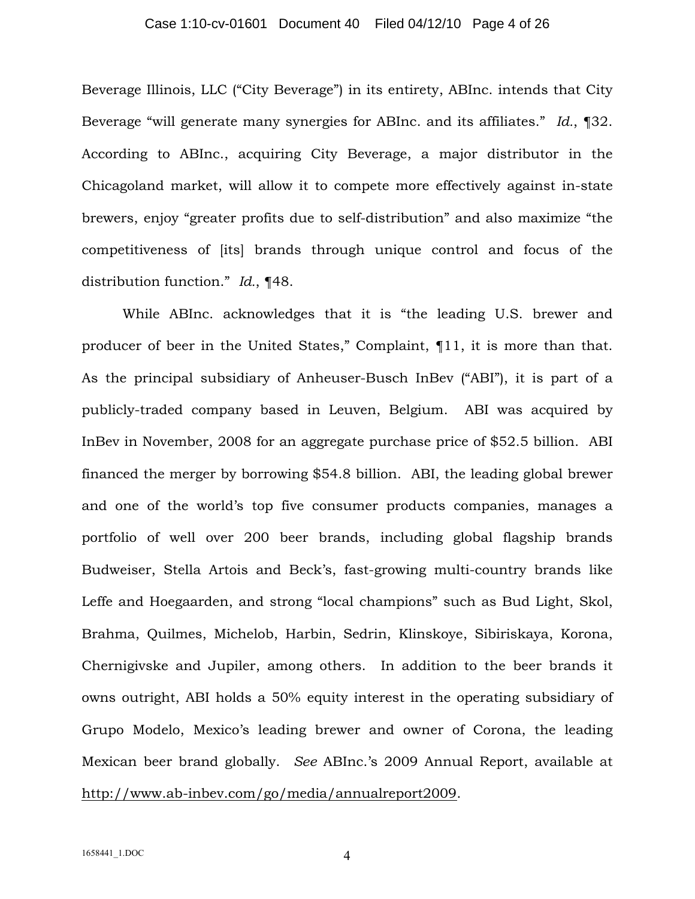Beverage Illinois, LLC ("City Beverage") in its entirety, ABInc. intends that City Beverage "will generate many synergies for ABInc. and its affiliates." *Id.*, ¶32. According to ABInc., acquiring City Beverage, a major distributor in the Chicagoland market, will allow it to compete more effectively against in-state brewers, enjoy "greater profits due to self-distribution" and also maximize "the competitiveness of [its] brands through unique control and focus of the distribution function." *Id.*, ¶48.

While ABInc. acknowledges that it is "the leading U.S. brewer and producer of beer in the United States," Complaint, ¶11, it is more than that. As the principal subsidiary of Anheuser-Busch InBev ("ABI"), it is part of a publicly-traded company based in Leuven, Belgium. ABI was acquired by InBev in November, 2008 for an aggregate purchase price of $52.5 billion. ABI financed the merger by borrowing $54.8 billion. ABI, the leading global brewer and one of the world's top five consumer products companies, manages a portfolio of well over 200 beer brands, including global flagship brands Budweiser, Stella Artois and Beck's, fast-growing multi-country brands like Leffe and Hoegaarden, and strong "local champions" such as Bud Light, Skol, Brahma, Quilmes, Michelob, Harbin, Sedrin, Klinskoye, Sibiriskaya, Korona, Chernigivske and Jupiler, among others. In addition to the beer brands it owns outright, ABI holds a 50% equity interest in the operating subsidiary of Grupo Modelo, Mexico's leading brewer and owner of Corona, the leading Mexican beer brand globally. *See* ABInc.'s 2009 Annual Report, available at http://www.ab-inbev.com/go/media/annualreport2009.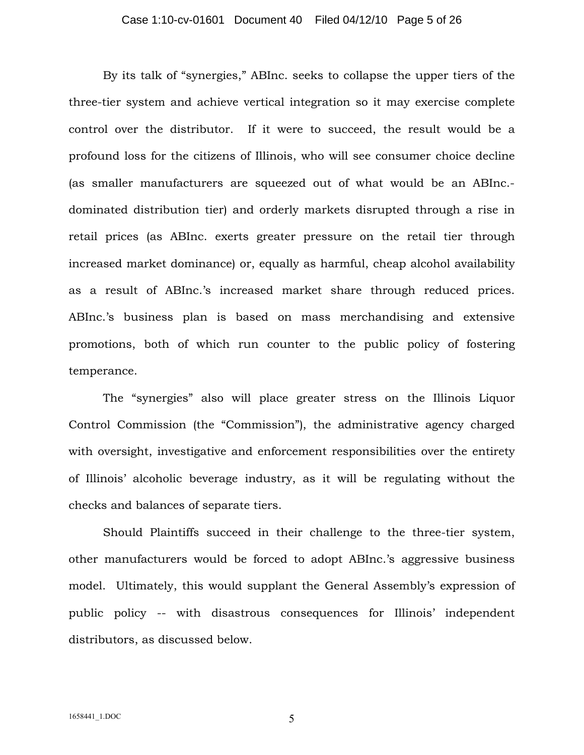By its talk of "synergies," ABInc. seeks to collapse the upper tiers of the three-tier system and achieve vertical integration so it may exercise complete control over the distributor. If it were to succeed, the result would be a profound loss for the citizens of Illinois, who will see consumer choice decline (as smaller manufacturers are squeezed out of what would be an ABInc.-dominated distribution tier) and orderly markets disrupted through a rise in retail prices (as ABInc. exerts greater pressure on the retail tier through increased market dominance) or, equally as harmful, cheap alcohol availability as a result of ABInc.'s increased market share through reduced prices. ABInc.'s business plan is based on mass merchandising and extensive promotions, both of which run counter to the public policy of fostering temperance.

The "synergies" also will place greater stress on the Illinois Liquor Control Commission (the "Commission"), the administrative agency charged with oversight, investigative and enforcement responsibilities over the entirety of Illinois' alcoholic beverage industry, as it will be regulating without the checks and balances of separate tiers.

Should Plaintiffs succeed in their challenge to the three-tier system, other manufacturers would be forced to adopt ABInc.'s aggressive business model. Ultimately, this would supplant the General Assembly's expression of public policy -- with disastrous consequences for Illinois' independent distributors, as discussed below.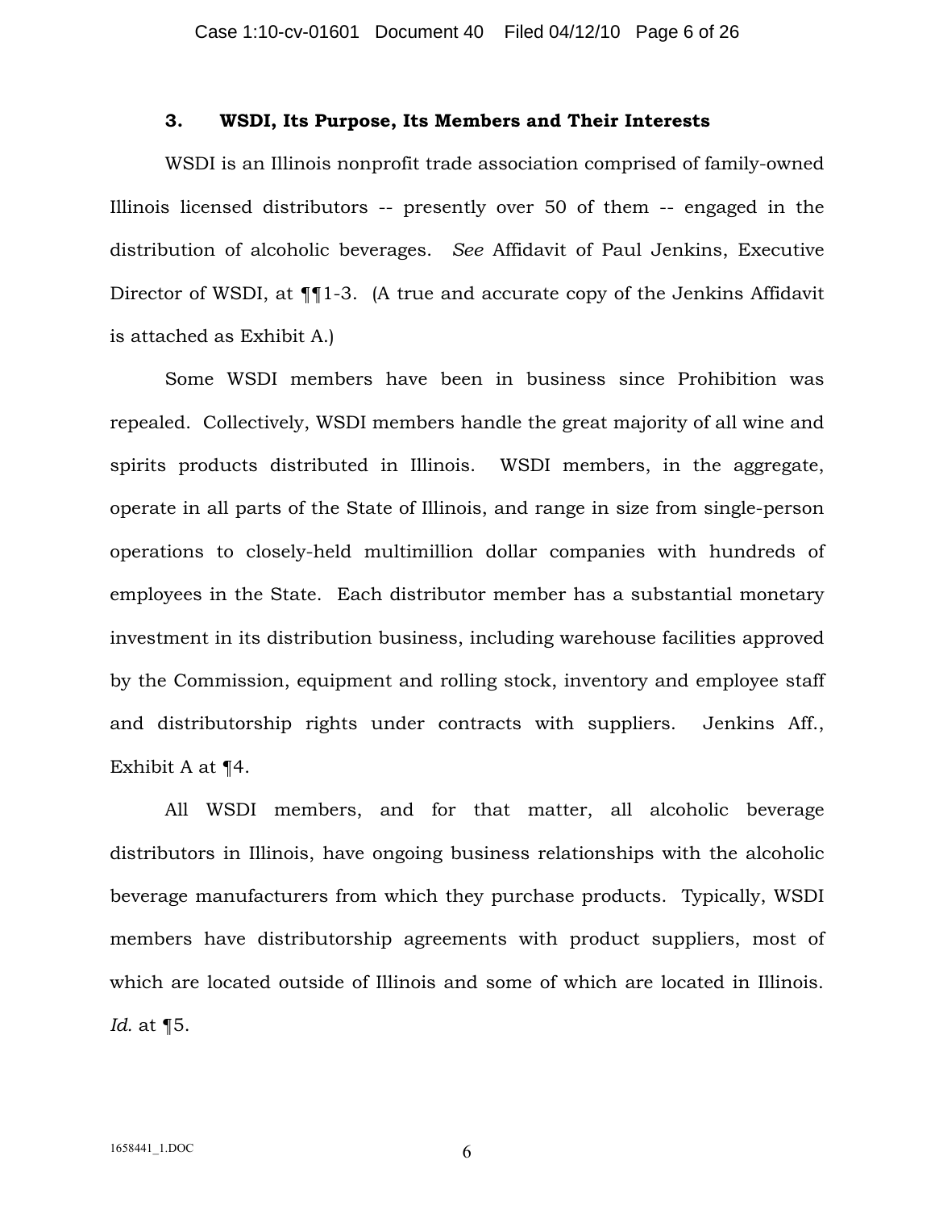### 3. WSDI, Its Purpose, Its Members and Their Interests

WSDI is an Illinois nonprofit trade association comprised of family-owned Illinois licensed distributors -- presently over 50 of them -- engaged in the distribution of alcoholic beverages. *See* Affidavit of Paul Jenkins, Executive Director of WSDI, at ¶¶1-3. (A true and accurate copy of the Jenkins Affidavit is attached as Exhibit A.)

Some WSDI members have been in business since Prohibition was repealed. Collectively, WSDI members handle the great majority of all wine and spirits products distributed in Illinois. WSDI members, in the aggregate, operate in all parts of the State of Illinois, and range in size from single-person operations to closely-held multimillion dollar companies with hundreds of employees in the State. Each distributor member has a substantial monetary investment in its distribution business, including warehouse facilities approved by the Commission, equipment and rolling stock, inventory and employee staff and distributorship rights under contracts with suppliers. Jenkins Aff., Exhibit A at ¶4.

All WSDI members, and for that matter, all alcoholic beverage distributors in Illinois, have ongoing business relationships with the alcoholic beverage manufacturers from which they purchase products. Typically, WSDI members have distributorship agreements with product suppliers, most of which are located outside of Illinois and some of which are located in Illinois. *Id.* at ¶5.

1658441_1.DOC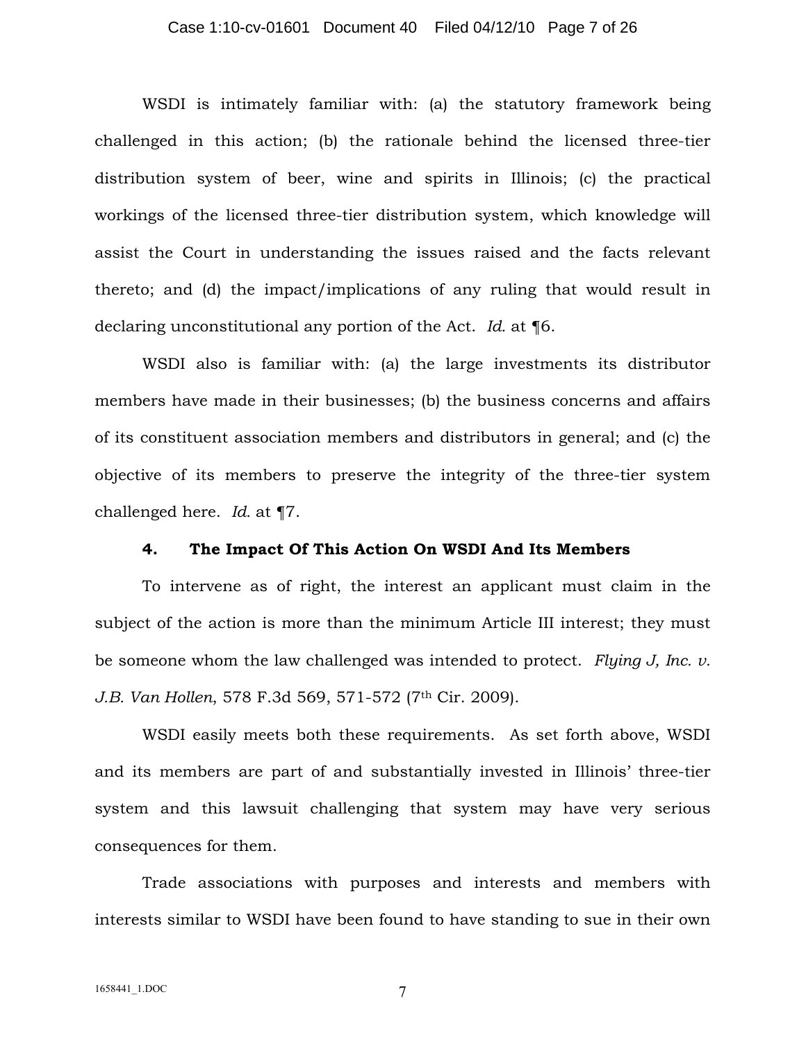WSDI is intimately familiar with: (a) the statutory framework being challenged in this action; (b) the rationale behind the licensed three-tier distribution system of beer, wine and spirits in Illinois; (c) the practical workings of the licensed three-tier distribution system, which knowledge will assist the Court in understanding the issues raised and the facts relevant thereto; and (d) the impact/implications of any ruling that would result in declaring unconstitutional any portion of the Act. *Id.* at ¶6.

WSDI also is familiar with: (a) the large investments its distributor members have made in their businesses; (b) the business concerns and affairs of its constituent association members and distributors in general; and (c) the objective of its members to preserve the integrity of the three-tier system challenged here. *Id.* at ¶7.

**4. The Impact Of This Action On WSDI And Its Members**

To intervene as of right, the interest an applicant must claim in the subject of the action is more than the minimum Article III interest; they must be someone whom the law challenged was intended to protect. *Flying J, Inc. v. J.B. Van Hollen*, 578 F.3d 569, 571-572 (7th Cir. 2009).

WSDI easily meets both these requirements. As set forth above, WSDI and its members are part of and substantially invested in Illinois' three-tier system and this lawsuit challenging that system may have very serious consequences for them.

Trade associations with purposes and interests and members with interests similar to WSDI have been found to have standing to sue in their own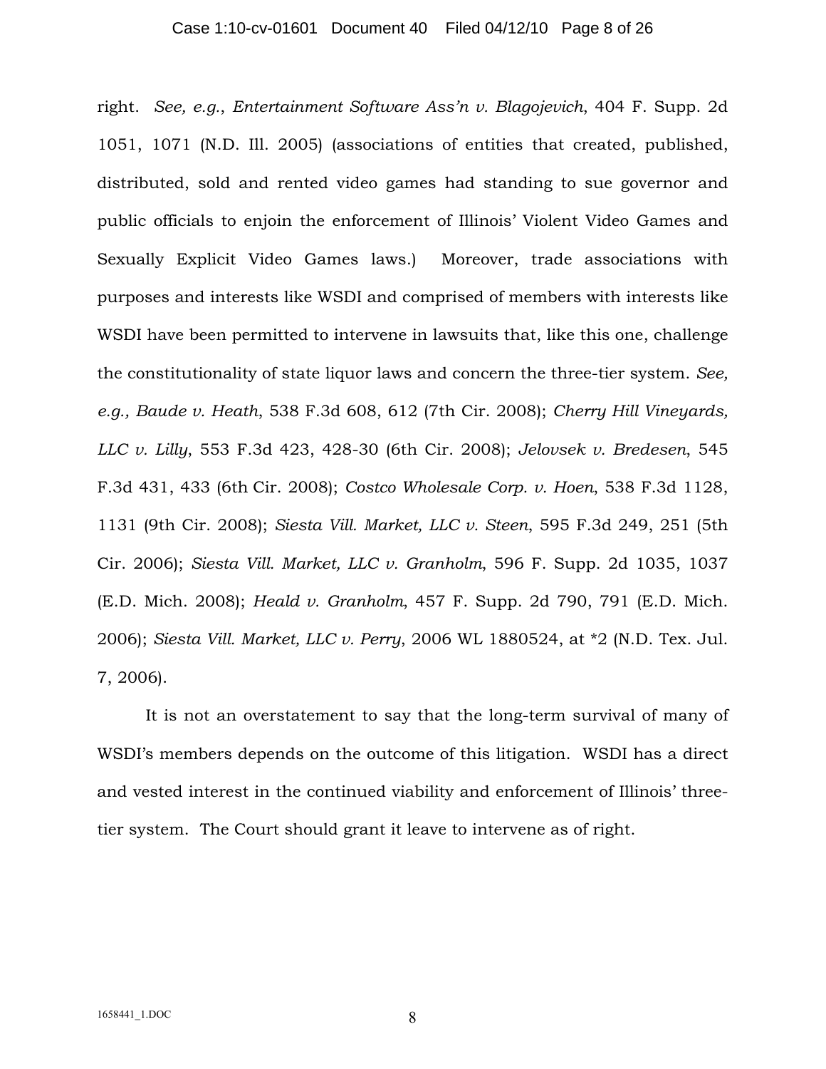right. *See, e.g.*, *Entertainment Software Ass'n v. Blagojevich*, 404 F. Supp. 2d 1051, 1071 (N.D. Ill. 2005) (associations of entities that created, published, distributed, sold and rented video games had standing to sue governor and public officials to enjoin the enforcement of Illinois' Violent Video Games and Sexually Explicit Video Games laws.) Moreover, trade associations with purposes and interests like WSDI and comprised of members with interests like WSDI have been permitted to intervene in lawsuits that, like this one, challenge the constitutionality of state liquor laws and concern the three-tier system. *See, e.g., Baude v. Heath*, 538 F.3d 608, 612 (7th Cir. 2008); *Cherry Hill Vineyards, LLC v. Lilly*, 553 F.3d 423, 428-30 (6th Cir. 2008); *Jelovsek v. Bredesen*, 545 F.3d 431, 433 (6th Cir. 2008); *Costco Wholesale Corp. v. Hoen*, 538 F.3d 1128, 1131 (9th Cir. 2008); *Siesta Vill. Market, LLC v. Steen*, 595 F.3d 249, 251 (5th Cir. 2006); *Siesta Vill. Market, LLC v. Granholm*, 596 F. Supp. 2d 1035, 1037 (E.D. Mich. 2008); *Heald v. Granholm*, 457 F. Supp. 2d 790, 791 (E.D. Mich. 2006); *Siesta Vill. Market, LLC v. Perry*, 2006 WL 1880524, at *2 (N.D. Tex. Jul. 7, 2006).

It is not an overstatement to say that the long-term survival of many of WSDI's members depends on the outcome of this litigation. WSDI has a direct and vested interest in the continued viability and enforcement of Illinois' three-tier system. The Court should grant it leave to intervene as of right.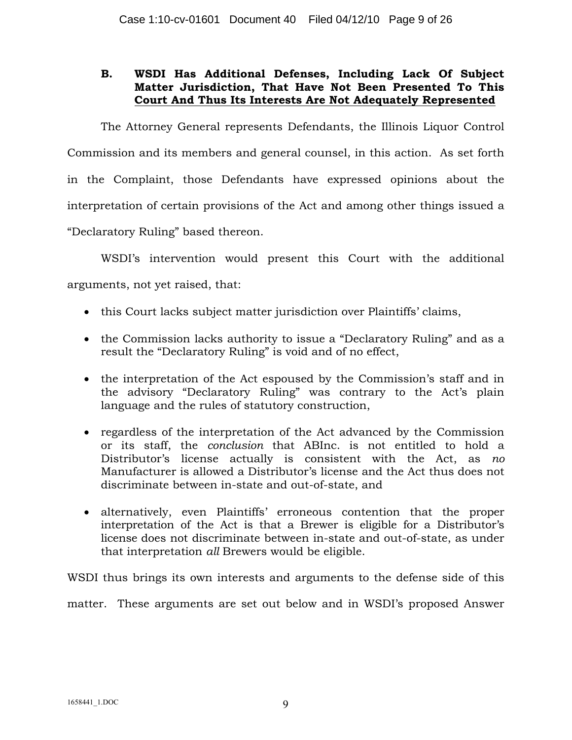### B. WSDI Has Additional Defenses, Including Lack Of Subject Matter Jurisdiction, That Have Not Been Presented To This Court And Thus Its Interests Are Not Adequately Represented

The Attorney General represents Defendants, the Illinois Liquor Control Commission and its members and general counsel, in this action. As set forth in the Complaint, those Defendants have expressed opinions about the interpretation of certain provisions of the Act and among other things issued a "Declaratory Ruling" based thereon.

WSDI's intervention would present this Court with the additional arguments, not yet raised, that:

- this Court lacks subject matter jurisdiction over Plaintiffs' claims,
- the Commission lacks authority to issue a "Declaratory Ruling" and as a result the "Declaratory Ruling" is void and of no effect,
- the interpretation of the Act espoused by the Commission's staff and in the advisory "Declaratory Ruling" was contrary to the Act's plain language and the rules of statutory construction,
- regardless of the interpretation of the Act advanced by the Commission or its staff, the *conclusion* that ABInc. is not entitled to hold a Distributor's license actually is consistent with the Act, as *no* Manufacturer is allowed a Distributor's license and the Act thus does not discriminate between in-state and out-of-state, and
- alternatively, even Plaintiffs' erroneous contention that the proper interpretation of the Act is that a Brewer is eligible for a Distributor's license does not discriminate between in-state and out-of-state, as under that interpretation *all* Brewers would be eligible.

WSDI thus brings its own interests and arguments to the defense side of this matter. These arguments are set out below and in WSDI's proposed Answer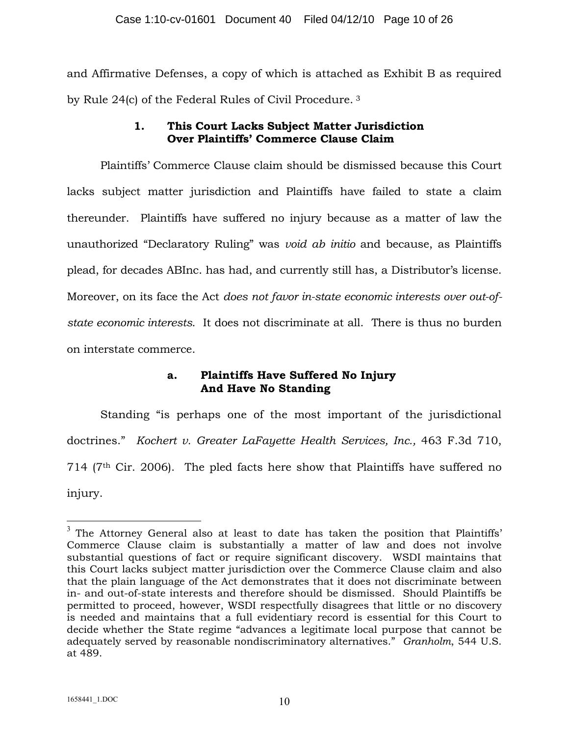and Affirmative Defenses, a copy of which is attached as Exhibit B as required by Rule 24(c) of the Federal Rules of Civil Procedure. [3]

### 1. This Court Lacks Subject Matter Jurisdiction Over Plaintiffs' Commerce Clause Claim

Plaintiffs' Commerce Clause claim should be dismissed because this Court lacks subject matter jurisdiction and Plaintiffs have failed to state a claim thereunder. Plaintiffs have suffered no injury because as a matter of law the unauthorized "Declaratory Ruling" was *void ab initio* and because, as Plaintiffs plead, for decades ABInc. has had, and currently still has, a Distributor's license. Moreover, on its face the Act *does not favor in-state economic interests over out-of-state economic interests*. It does not discriminate at all. There is thus no burden on interstate commerce.

#### a. Plaintiffs Have Suffered No Injury And Have No Standing

Standing "is perhaps one of the most important of the jurisdictional doctrines." *Kochert v. Greater LaFayette Health Services, Inc.,* 463 F.3d 710, 714 (7th Cir. 2006). The pled facts here show that Plaintiffs have suffered no injury.

---

[3] The Attorney General also at least to date has taken the position that Plaintiffs' Commerce Clause claim is substantially a matter of law and does not involve substantial questions of fact or require significant discovery. WSDI maintains that this Court lacks subject matter jurisdiction over the Commerce Clause claim and also that the plain language of the Act demonstrates that it does not discriminate between in- and out-of-state interests and therefore should be dismissed. Should Plaintiffs be permitted to proceed, however, WSDI respectfully disagrees that little or no discovery is needed and maintains that a full evidentiary record is essential for this Court to decide whether the State regime "advances a legitimate local purpose that cannot be adequately served by reasonable nondiscriminatory alternatives." *Granholm*, 544 U.S. at 489.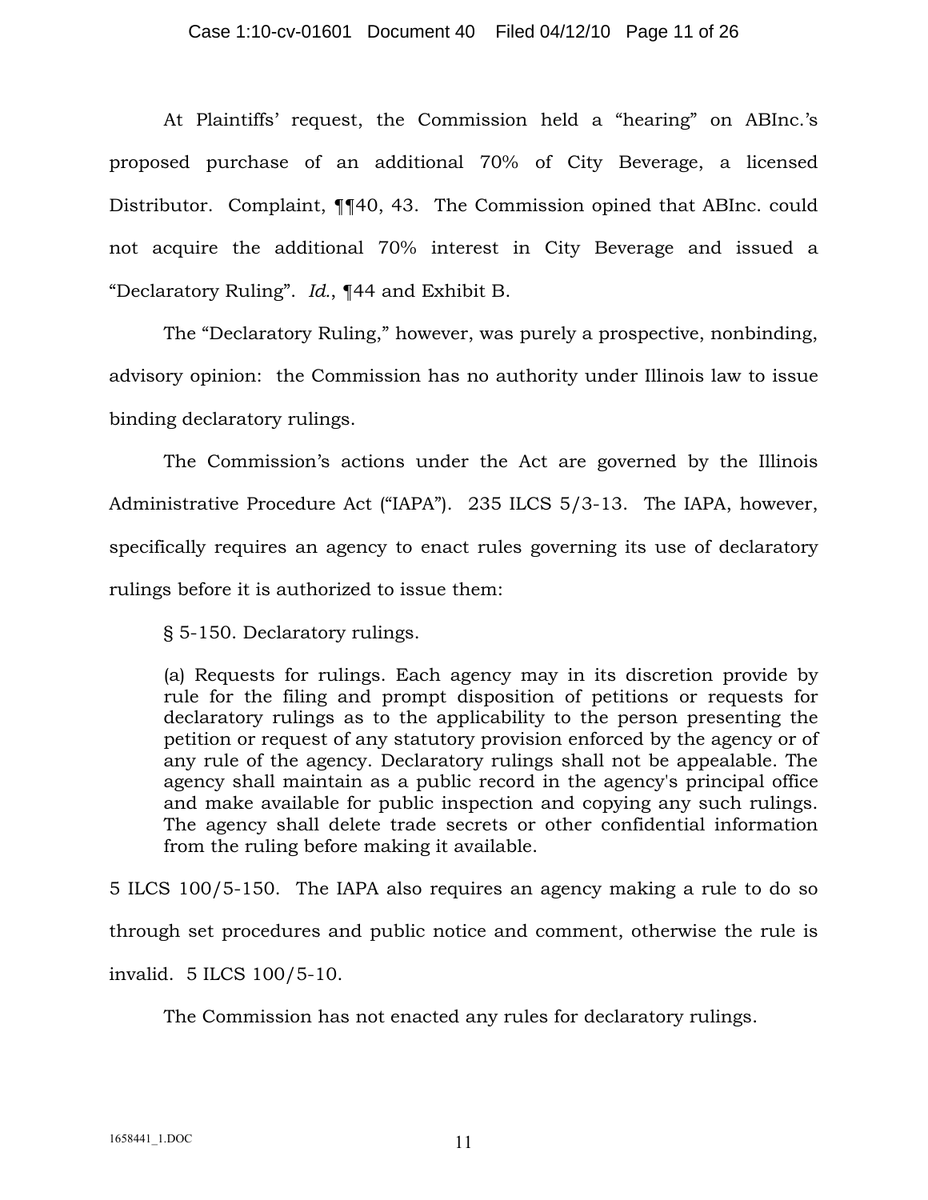At Plaintiffs' request, the Commission held a "hearing" on ABInc.'s proposed purchase of an additional 70% of City Beverage, a licensed Distributor. Complaint, ¶¶40, 43. The Commission opined that ABInc. could not acquire the additional 70% interest in City Beverage and issued a "Declaratory Ruling". *Id.*, ¶44 and Exhibit B.

The "Declaratory Ruling," however, was purely a prospective, nonbinding, advisory opinion: the Commission has no authority under Illinois law to issue binding declaratory rulings.

The Commission's actions under the Act are governed by the Illinois Administrative Procedure Act ("IAPA"). 235 ILCS 5/3-13. The IAPA, however, specifically requires an agency to enact rules governing its use of declaratory rulings before it is authorized to issue them:

> § 5-150. Declaratory rulings.
>
> (a) Requests for rulings. Each agency may in its discretion provide by rule for the filing and prompt disposition of petitions or requests for declaratory rulings as to the applicability to the person presenting the petition or request of any statutory provision enforced by the agency or of any rule of the agency. Declaratory rulings shall not be appealable. The agency shall maintain as a public record in the agency's principal office and make available for public inspection and copying any such rulings. The agency shall delete trade secrets or other confidential information from the ruling before making it available.

5 ILCS 100/5-150. The IAPA also requires an agency making a rule to do so through set procedures and public notice and comment, otherwise the rule is invalid. 5 ILCS 100/5-10.

The Commission has not enacted any rules for declaratory rulings.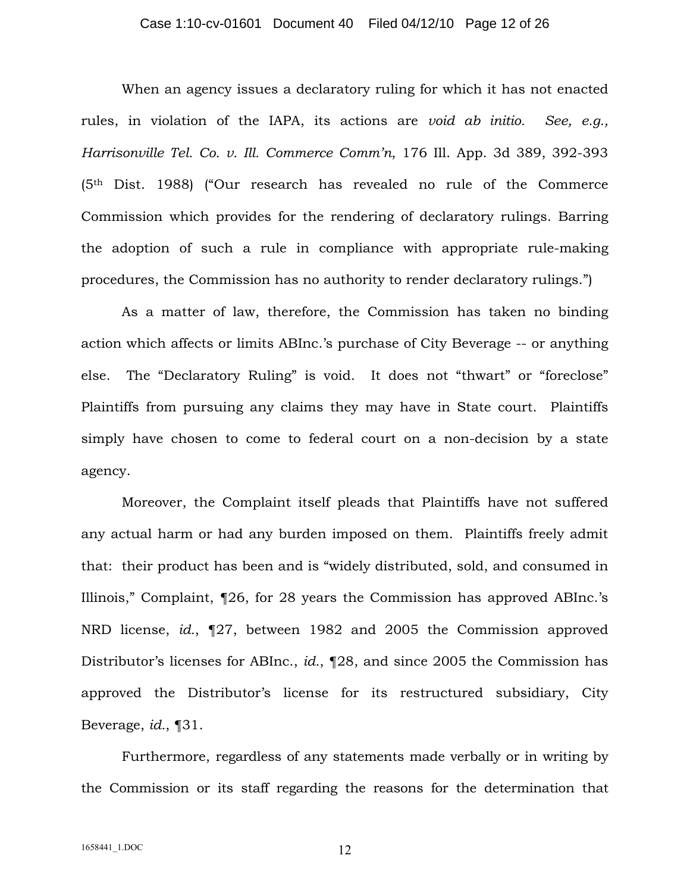When an agency issues a declaratory ruling for which it has not enacted rules, in violation of the IAPA, its actions are *void ab initio*. *See, e.g., Harrisonville Tel. Co. v. Ill. Commerce Comm'n*, 176 Ill. App. 3d 389, 392-393 (5th Dist. 1988) ("Our research has revealed no rule of the Commerce Commission which provides for the rendering of declaratory rulings. Barring the adoption of such a rule in compliance with appropriate rule-making procedures, the Commission has no authority to render declaratory rulings.")

As a matter of law, therefore, the Commission has taken no binding action which affects or limits ABInc.'s purchase of City Beverage -- or anything else. The "Declaratory Ruling" is void. It does not "thwart" or "foreclose" Plaintiffs from pursuing any claims they may have in State court. Plaintiffs simply have chosen to come to federal court on a non-decision by a state agency.

Moreover, the Complaint itself pleads that Plaintiffs have not suffered any actual harm or had any burden imposed on them. Plaintiffs freely admit that: their product has been and is "widely distributed, sold, and consumed in Illinois," Complaint, ¶26, for 28 years the Commission has approved ABInc.'s NRD license, *id.*, ¶27, between 1982 and 2005 the Commission approved Distributor's licenses for ABInc., *id.*, ¶28, and since 2005 the Commission has approved the Distributor's license for its restructured subsidiary, City Beverage, *id.*, ¶31.

Furthermore, regardless of any statements made verbally or in writing by the Commission or its staff regarding the reasons for the determination that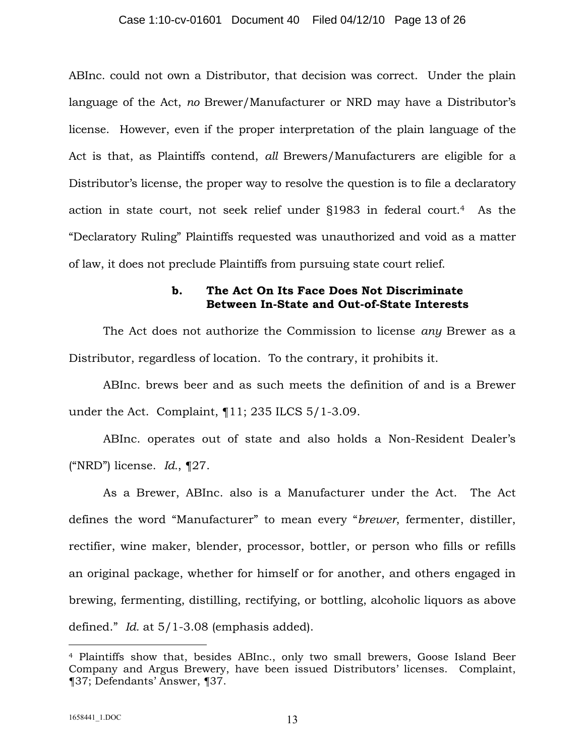ABInc. could not own a Distributor, that decision was correct. Under the plain language of the Act, *no* Brewer/Manufacturer or NRD may have a Distributor's license. However, even if the proper interpretation of the plain language of the Act is that, as Plaintiffs contend, *all* Brewers/Manufacturers are eligible for a Distributor's license, the proper way to resolve the question is to file a declaratory action in state court, not seek relief under §1983 in federal court.[4] As the "Declaratory Ruling" Plaintiffs requested was unauthorized and void as a matter of law, it does not preclude Plaintiffs from pursuing state court relief.

### b. The Act On Its Face Does Not Discriminate Between In-State and Out-of-State Interests

The Act does not authorize the Commission to license *any* Brewer as a Distributor, regardless of location. To the contrary, it prohibits it.

ABInc. brews beer and as such meets the definition of and is a Brewer under the Act. Complaint, ¶11; 235 ILCS 5/1-3.09.

ABInc. operates out of state and also holds a Non-Resident Dealer's ("NRD") license. *Id.*, ¶27.

As a Brewer, ABInc. also is a Manufacturer under the Act. The Act defines the word "Manufacturer" to mean every "*brewer*, fermenter, distiller, rectifier, wine maker, blender, processor, bottler, or person who fills or refills an original package, whether for himself or for another, and others engaged in brewing, fermenting, distilling, rectifying, or bottling, alcoholic liquors as above defined." *Id.* at 5/1-3.08 (emphasis added).

---

[4] Plaintiffs show that, besides ABInc., only two small brewers, Goose Island Beer Company and Argus Brewery, have been issued Distributors' licenses. Complaint, ¶37; Defendants' Answer, ¶37.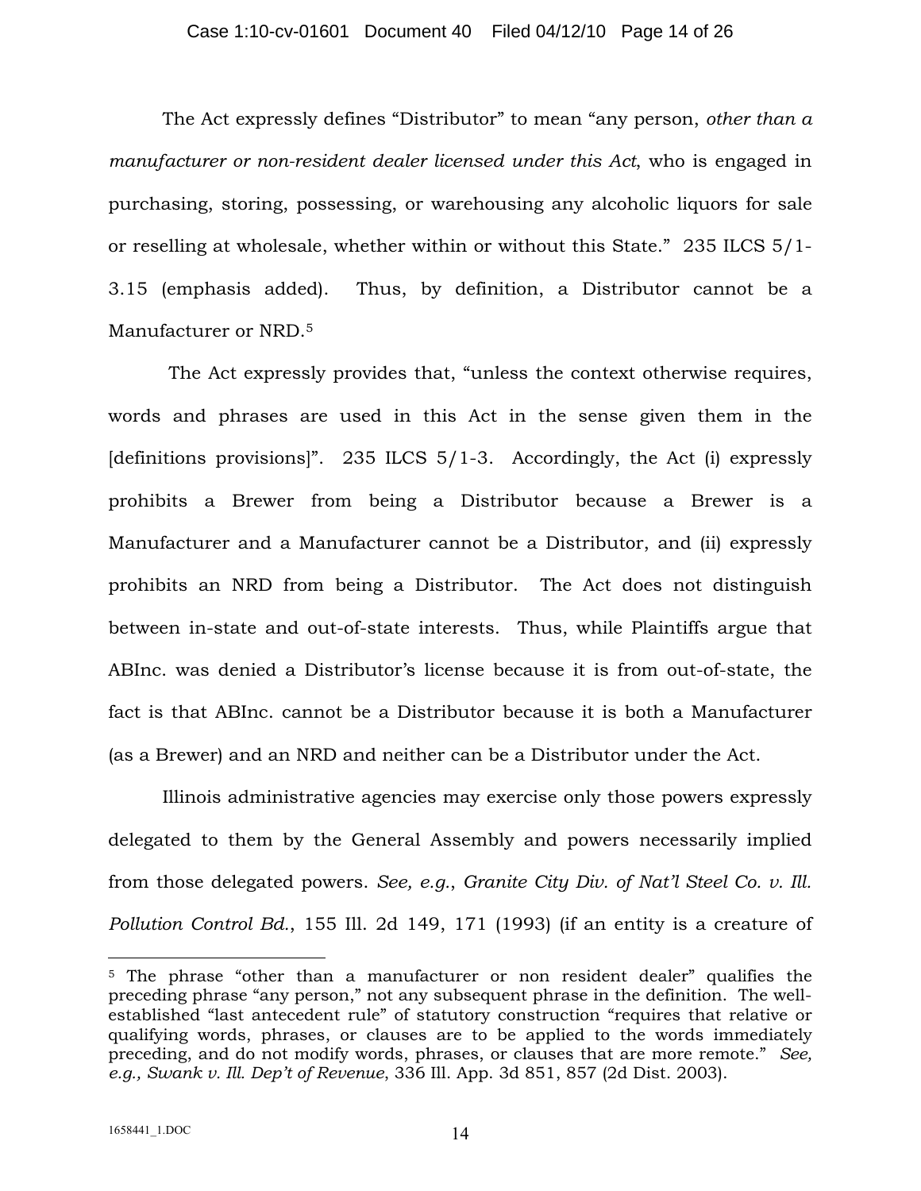The Act expressly defines "Distributor" to mean "any person, *other than a manufacturer or non-resident dealer licensed under this Act*, who is engaged in purchasing, storing, possessing, or warehousing any alcoholic liquors for sale or reselling at wholesale, whether within or without this State." 235 ILCS 5/1-3.15 (emphasis added). Thus, by definition, a Distributor cannot be a Manufacturer or NRD.[5]

The Act expressly provides that, "unless the context otherwise requires, words and phrases are used in this Act in the sense given them in the [definitions provisions]". 235 ILCS 5/1-3. Accordingly, the Act (i) expressly prohibits a Brewer from being a Distributor because a Brewer is a Manufacturer and a Manufacturer cannot be a Distributor, and (ii) expressly prohibits an NRD from being a Distributor. The Act does not distinguish between in-state and out-of-state interests. Thus, while Plaintiffs argue that ABInc. was denied a Distributor's license because it is from out-of-state, the fact is that ABInc. cannot be a Distributor because it is both a Manufacturer (as a Brewer) and an NRD and neither can be a Distributor under the Act.

Illinois administrative agencies may exercise only those powers expressly delegated to them by the General Assembly and powers necessarily implied from those delegated powers. *See, e.g.*, *Granite City Div. of Nat'l Steel Co. v. Ill. Pollution Control Bd.*, 155 Ill. 2d 149, 171 (1993) (if an entity is a creature of

---

[5] The phrase "other than a manufacturer or non resident dealer" qualifies the preceding phrase "any person," not any subsequent phrase in the definition. The well-established "last antecedent rule" of statutory construction "requires that relative or qualifying words, phrases, or clauses are to be applied to the words immediately preceding, and do not modify words, phrases, or clauses that are more remote." *See, e.g., Swank v. Ill. Dep't of Revenue*, 336 Ill. App. 3d 851, 857 (2d Dist. 2003).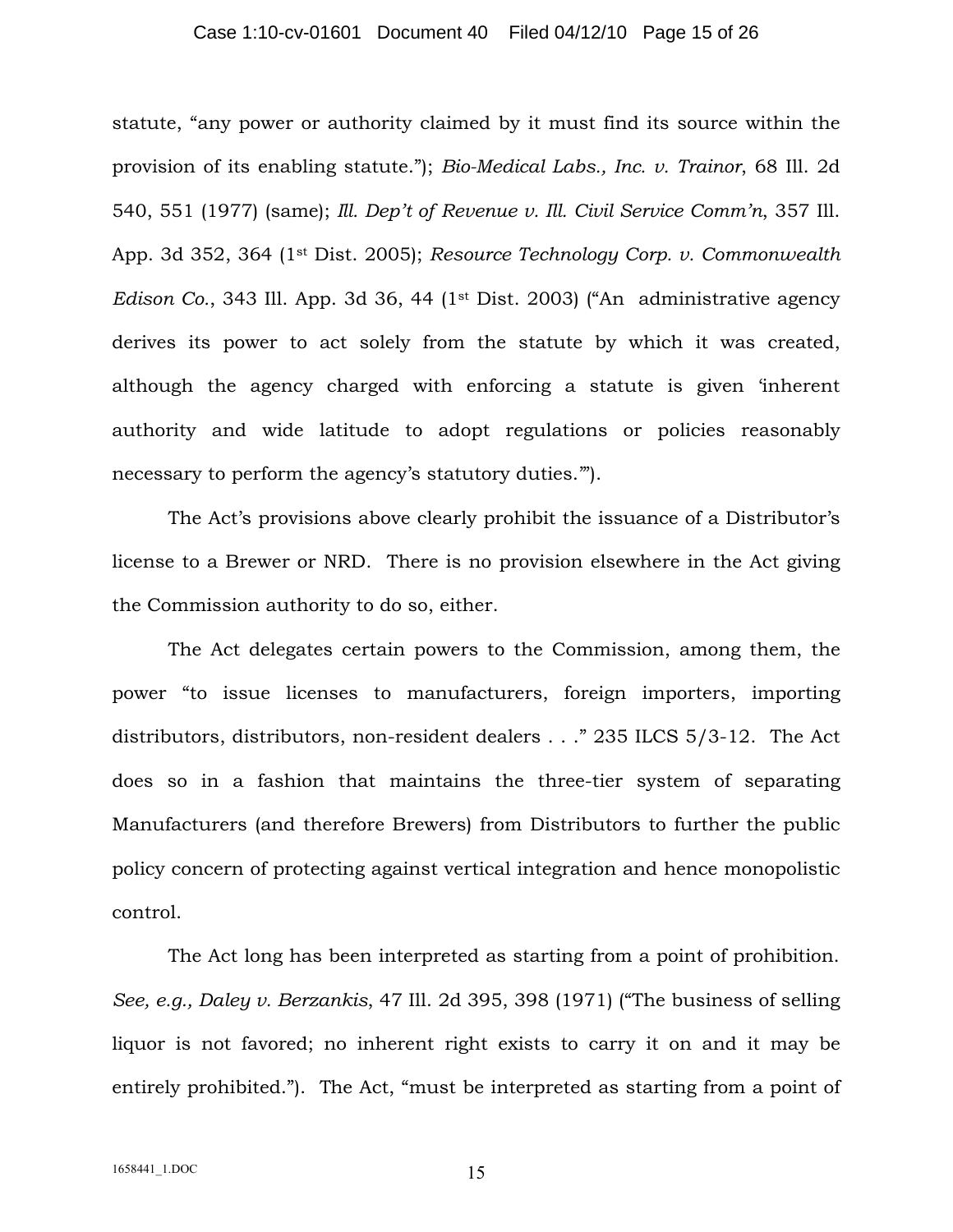statute, "any power or authority claimed by it must find its source within the provision of its enabling statute."); *Bio-Medical Labs., Inc. v. Trainor*, 68 Ill. 2d 540, 551 (1977) (same); *Ill. Dep't of Revenue v. Ill. Civil Service Comm'n*, 357 Ill. App. 3d 352, 364 (1st Dist. 2005); *Resource Technology Corp. v. Commonwealth Edison Co.*, 343 Ill. App. 3d 36, 44 (1st Dist. 2003) ("An administrative agency derives its power to act solely from the statute by which it was created, although the agency charged with enforcing a statute is given 'inherent authority and wide latitude to adopt regulations or policies reasonably necessary to perform the agency's statutory duties.'").

The Act's provisions above clearly prohibit the issuance of a Distributor's license to a Brewer or NRD. There is no provision elsewhere in the Act giving the Commission authority to do so, either.

The Act delegates certain powers to the Commission, among them, the power "to issue licenses to manufacturers, foreign importers, importing distributors, distributors, non-resident dealers . . ." 235 ILCS 5/3-12. The Act does so in a fashion that maintains the three-tier system of separating Manufacturers (and therefore Brewers) from Distributors to further the public policy concern of protecting against vertical integration and hence monopolistic control.

The Act long has been interpreted as starting from a point of prohibition. *See, e.g., Daley v. Berzankis*, 47 Ill. 2d 395, 398 (1971) ("The business of selling liquor is not favored; no inherent right exists to carry it on and it may be entirely prohibited."). The Act, "must be interpreted as starting from a point of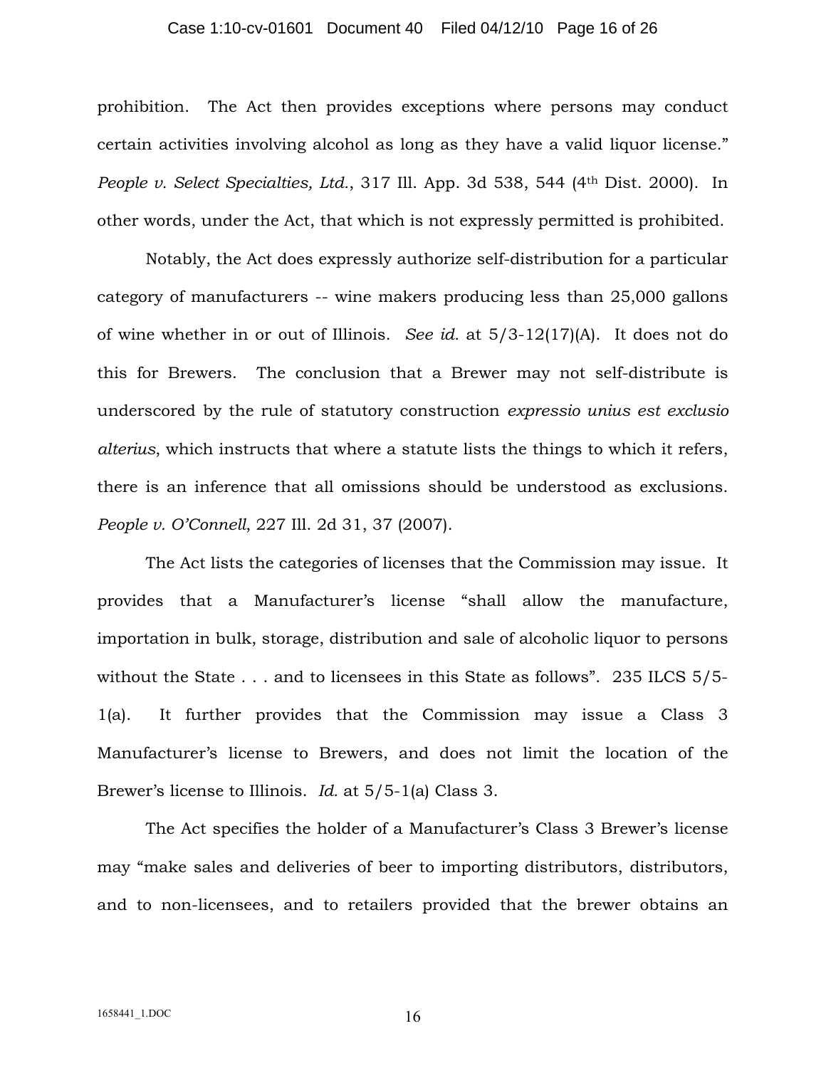prohibition. The Act then provides exceptions where persons may conduct certain activities involving alcohol as long as they have a valid liquor license." *People v. Select Specialties, Ltd.*, 317 Ill. App. 3d 538, 544 (4th Dist. 2000). In other words, under the Act, that which is not expressly permitted is prohibited.

Notably, the Act does expressly authorize self-distribution for a particular category of manufacturers -- wine makers producing less than 25,000 gallons of wine whether in or out of Illinois. *See id.* at 5/3-12(17)(A). It does not do this for Brewers. The conclusion that a Brewer may not self-distribute is underscored by the rule of statutory construction *expressio unius est exclusio alterius*, which instructs that where a statute lists the things to which it refers, there is an inference that all omissions should be understood as exclusions. *People v. O'Connell*, 227 Ill. 2d 31, 37 (2007).

The Act lists the categories of licenses that the Commission may issue. It provides that a Manufacturer's license "shall allow the manufacture, importation in bulk, storage, distribution and sale of alcoholic liquor to persons without the State . . . and to licensees in this State as follows". 235 ILCS 5/5-1(a). It further provides that the Commission may issue a Class 3 Manufacturer's license to Brewers, and does not limit the location of the Brewer's license to Illinois. *Id.* at 5/5-1(a) Class 3.

The Act specifies the holder of a Manufacturer's Class 3 Brewer's license may "make sales and deliveries of beer to importing distributors, distributors, and to non-licensees, and to retailers provided that the brewer obtains an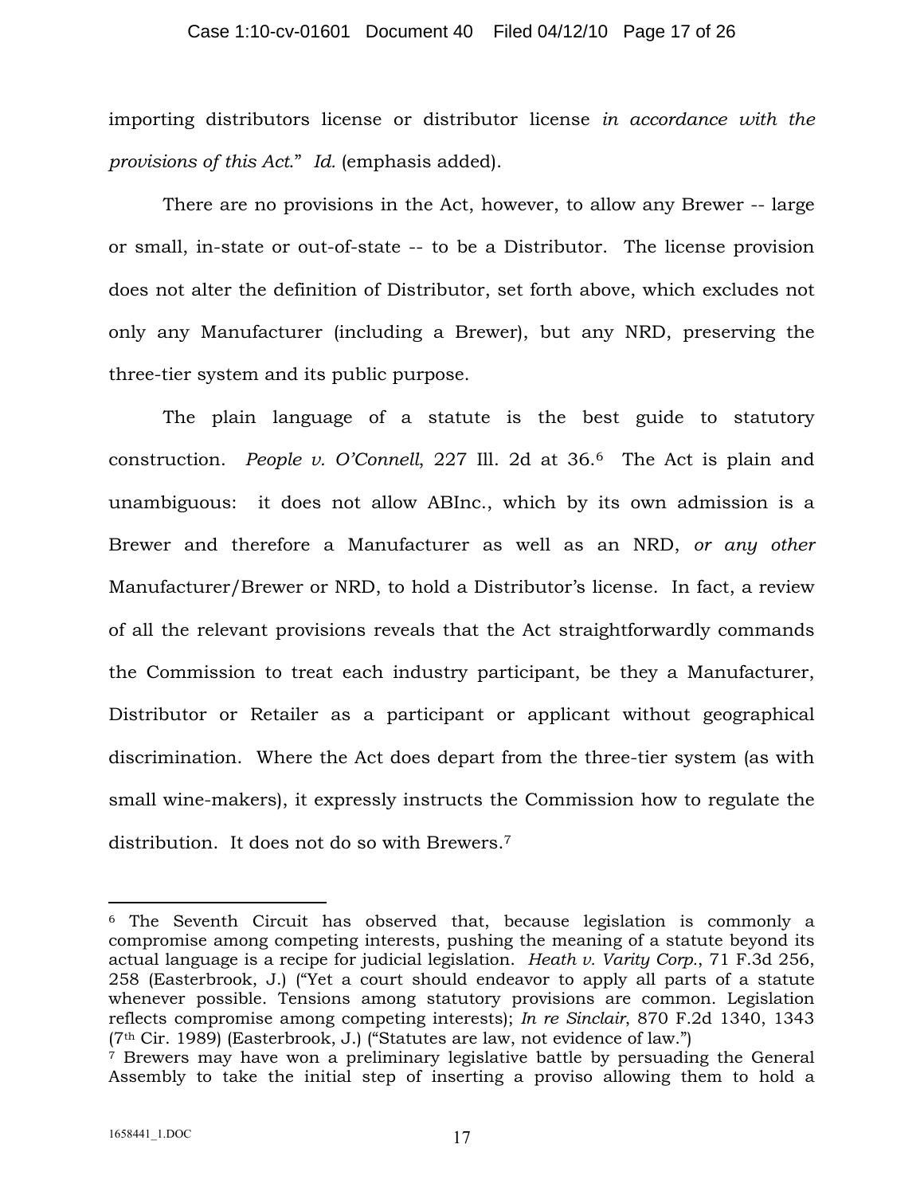importing distributors license or distributor license *in accordance with the provisions of this Act.*" *Id.* (emphasis added).

There are no provisions in the Act, however, to allow any Brewer -- large or small, in-state or out-of-state -- to be a Distributor. The license provision does not alter the definition of Distributor, set forth above, which excludes not only any Manufacturer (including a Brewer), but any NRD, preserving the three-tier system and its public purpose.

The plain language of a statute is the best guide to statutory construction. *People v. O'Connell*, 227 Ill. 2d at 36.[6] The Act is plain and unambiguous: it does not allow ABInc., which by its own admission is a Brewer and therefore a Manufacturer as well as an NRD, *or any other* Manufacturer/Brewer or NRD, to hold a Distributor's license. In fact, a review of all the relevant provisions reveals that the Act straightforwardly commands the Commission to treat each industry participant, be they a Manufacturer, Distributor or Retailer as a participant or applicant without geographical discrimination. Where the Act does depart from the three-tier system (as with small wine-makers), it expressly instructs the Commission how to regulate the distribution. It does not do so with Brewers.[7]

---

[6] The Seventh Circuit has observed that, because legislation is commonly a compromise among competing interests, pushing the meaning of a statute beyond its actual language is a recipe for judicial legislation. *Heath v. Varity Corp.*, 71 F.3d 256, 258 (Easterbrook, J.) ("Yet a court should endeavor to apply all parts of a statute whenever possible. Tensions among statutory provisions are common. Legislation reflects compromise among competing interests); *In re Sinclair*, 870 F.2d 1340, 1343 (7th Cir. 1989) (Easterbrook, J.) ("Statutes are law, not evidence of law.")

[7] Brewers may have won a preliminary legislative battle by persuading the General Assembly to take the initial step of inserting a proviso allowing them to hold a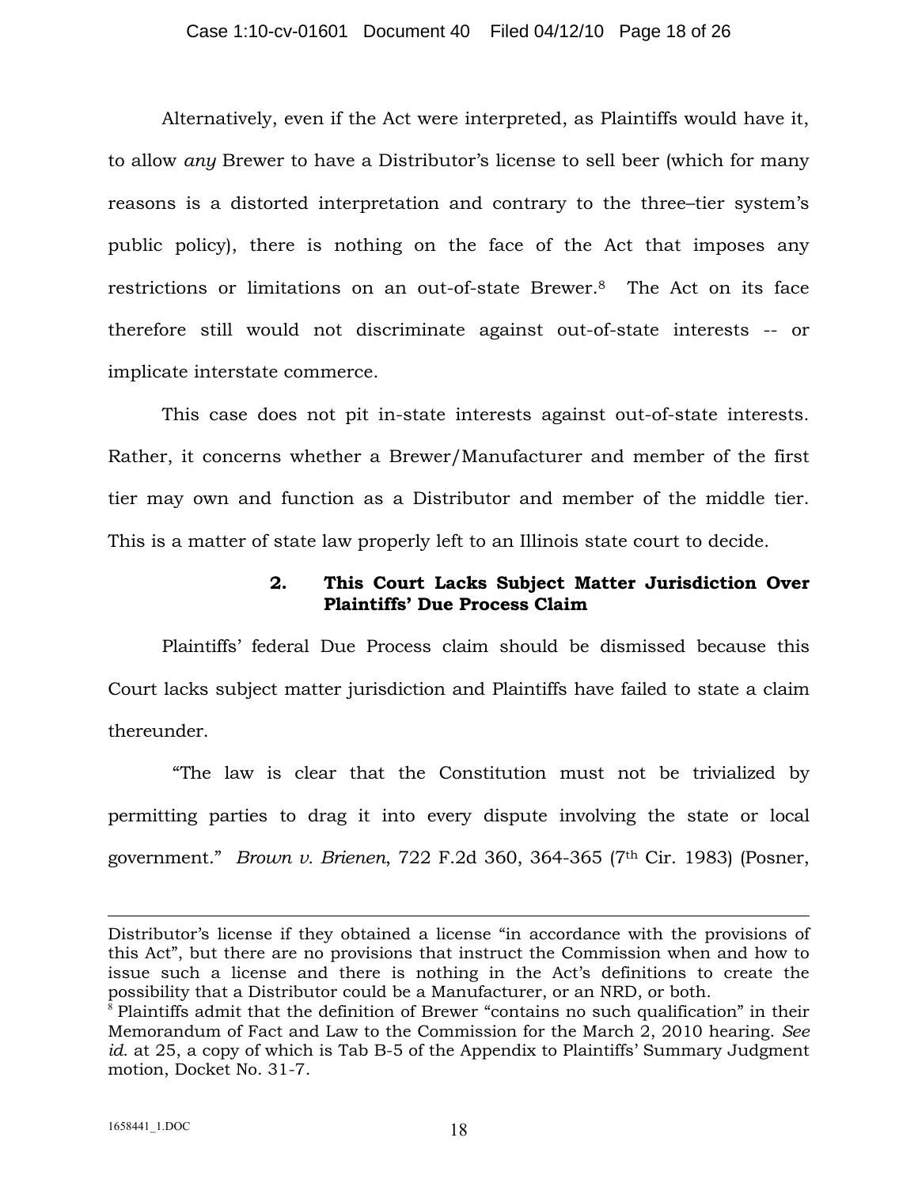Alternatively, even if the Act were interpreted, as Plaintiffs would have it, to allow *any* Brewer to have a Distributor's license to sell beer (which for many reasons is a distorted interpretation and contrary to the three–tier system's public policy), there is nothing on the face of the Act that imposes any restrictions or limitations on an out-of-state Brewer.[8] The Act on its face therefore still would not discriminate against out-of-state interests -- or implicate interstate commerce.

This case does not pit in-state interests against out-of-state interests. Rather, it concerns whether a Brewer/Manufacturer and member of the first tier may own and function as a Distributor and member of the middle tier. This is a matter of state law properly left to an Illinois state court to decide.

### 2. This Court Lacks Subject Matter Jurisdiction Over Plaintiffs' Due Process Claim

Plaintiffs' federal Due Process claim should be dismissed because this Court lacks subject matter jurisdiction and Plaintiffs have failed to state a claim thereunder.

"The law is clear that the Constitution must not be trivialized by permitting parties to drag it into every dispute involving the state or local government." *Brown v. Brienen*, 722 F.2d 360, 364-365 (7th Cir. 1983) (Posner,

---

Distributor's license if they obtained a license "in accordance with the provisions of this Act", but there are no provisions that instruct the Commission when and how to issue such a license and there is nothing in the Act's definitions to create the possibility that a Distributor could be a Manufacturer, or an NRD, or both.

[8] Plaintiffs admit that the definition of Brewer "contains no such qualification" in their Memorandum of Fact and Law to the Commission for the March 2, 2010 hearing. *See id.* at 25, a copy of which is Tab B-5 of the Appendix to Plaintiffs' Summary Judgment motion, Docket No. 31-7.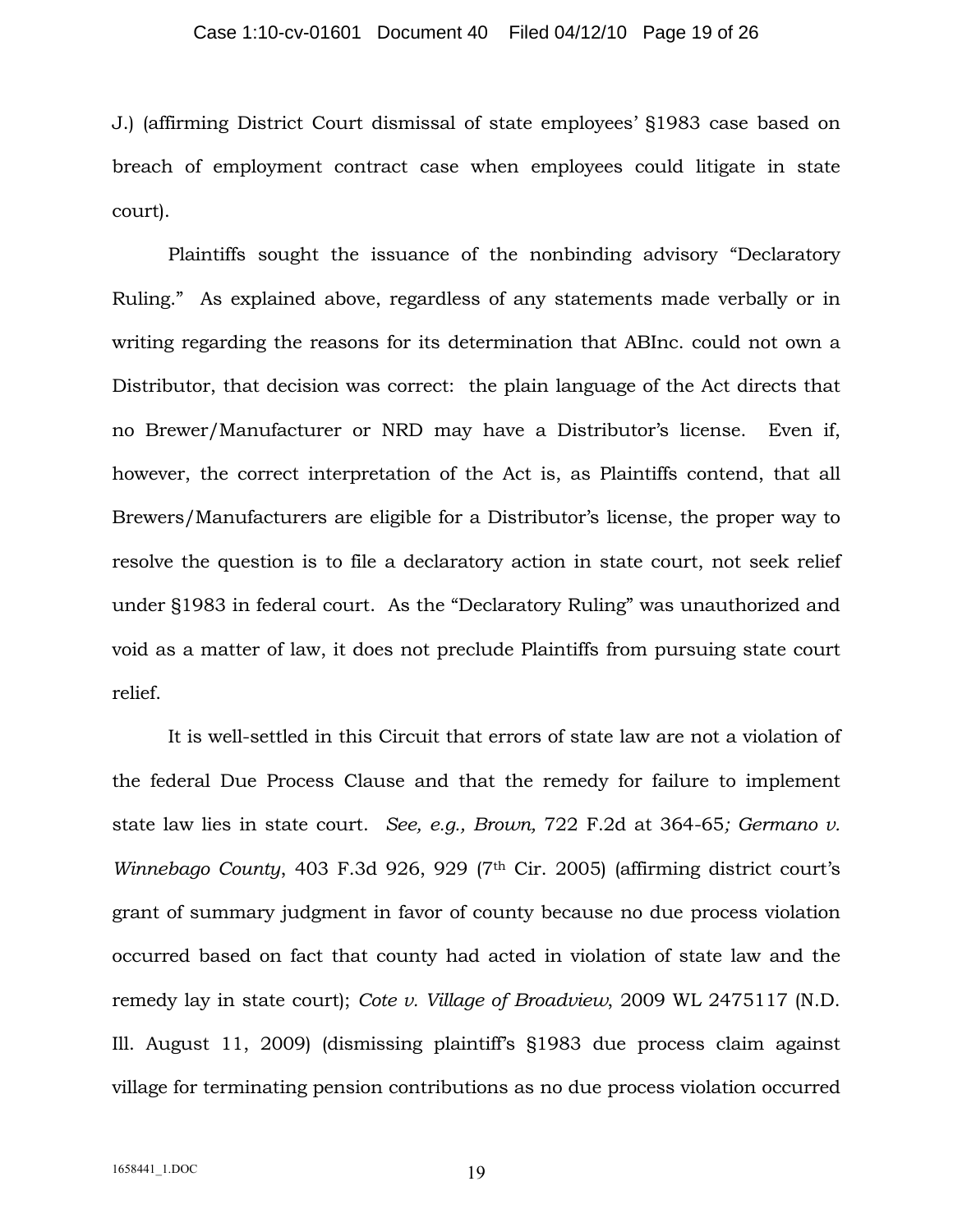J.) (affirming District Court dismissal of state employees' §1983 case based on breach of employment contract case when employees could litigate in state court).

Plaintiffs sought the issuance of the nonbinding advisory "Declaratory Ruling." As explained above, regardless of any statements made verbally or in writing regarding the reasons for its determination that ABInc. could not own a Distributor, that decision was correct: the plain language of the Act directs that no Brewer/Manufacturer or NRD may have a Distributor's license. Even if, however, the correct interpretation of the Act is, as Plaintiffs contend, that all Brewers/Manufacturers are eligible for a Distributor's license, the proper way to resolve the question is to file a declaratory action in state court, not seek relief under §1983 in federal court. As the "Declaratory Ruling" was unauthorized and void as a matter of law, it does not preclude Plaintiffs from pursuing state court relief.

It is well-settled in this Circuit that errors of state law are not a violation of the federal Due Process Clause and that the remedy for failure to implement state law lies in state court. *See, e.g., Brown,* 722 F.2d at 364-65*; Germano v. Winnebago County*, 403 F.3d 926, 929 (7th Cir. 2005) (affirming district court's grant of summary judgment in favor of county because no due process violation occurred based on fact that county had acted in violation of state law and the remedy lay in state court); *Cote v. Village of Broadview*, 2009 WL 2475117 (N.D. Ill. August 11, 2009) (dismissing plaintiff's §1983 due process claim against village for terminating pension contributions as no due process violation occurred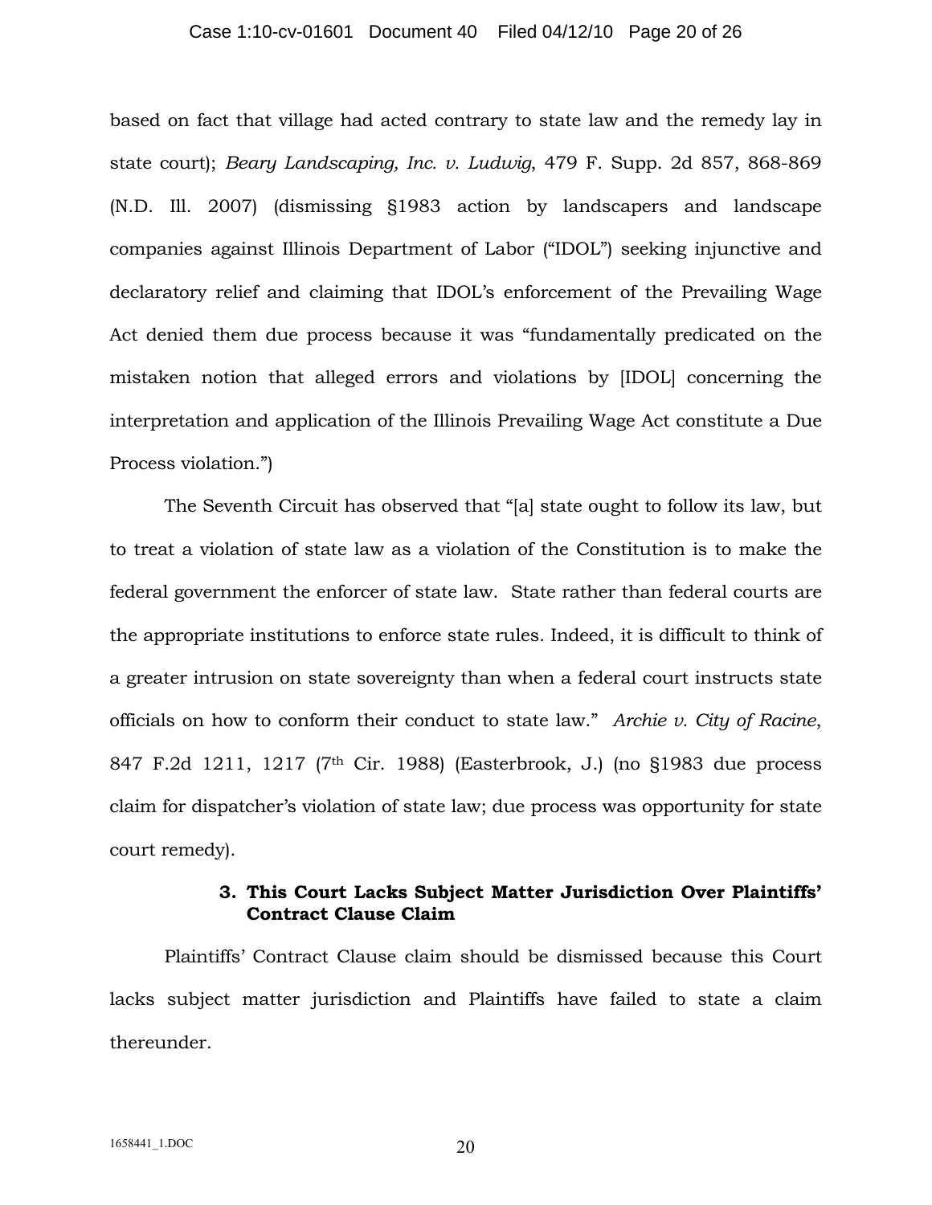based on fact that village had acted contrary to state law and the remedy lay in state court); *Beary Landscaping, Inc. v. Ludwig*, 479 F. Supp. 2d 857, 868-869 (N.D. Ill. 2007) (dismissing §1983 action by landscapers and landscape companies against Illinois Department of Labor ("IDOL") seeking injunctive and declaratory relief and claiming that IDOL's enforcement of the Prevailing Wage Act denied them due process because it was "fundamentally predicated on the mistaken notion that alleged errors and violations by [IDOL] concerning the interpretation and application of the Illinois Prevailing Wage Act constitute a Due Process violation.")

The Seventh Circuit has observed that "[a] state ought to follow its law, but to treat a violation of state law as a violation of the Constitution is to make the federal government the enforcer of state law. State rather than federal courts are the appropriate institutions to enforce state rules. Indeed, it is difficult to think of a greater intrusion on state sovereignty than when a federal court instructs state officials on how to conform their conduct to state law." *Archie v. City of Racine*, 847 F.2d 1211, 1217 (7th Cir. 1988) (Easterbrook, J.) (no §1983 due process claim for dispatcher's violation of state law; due process was opportunity for state court remedy).

**3. This Court Lacks Subject Matter Jurisdiction Over Plaintiffs' Contract Clause Claim**

Plaintiffs' Contract Clause claim should be dismissed because this Court lacks subject matter jurisdiction and Plaintiffs have failed to state a claim thereunder.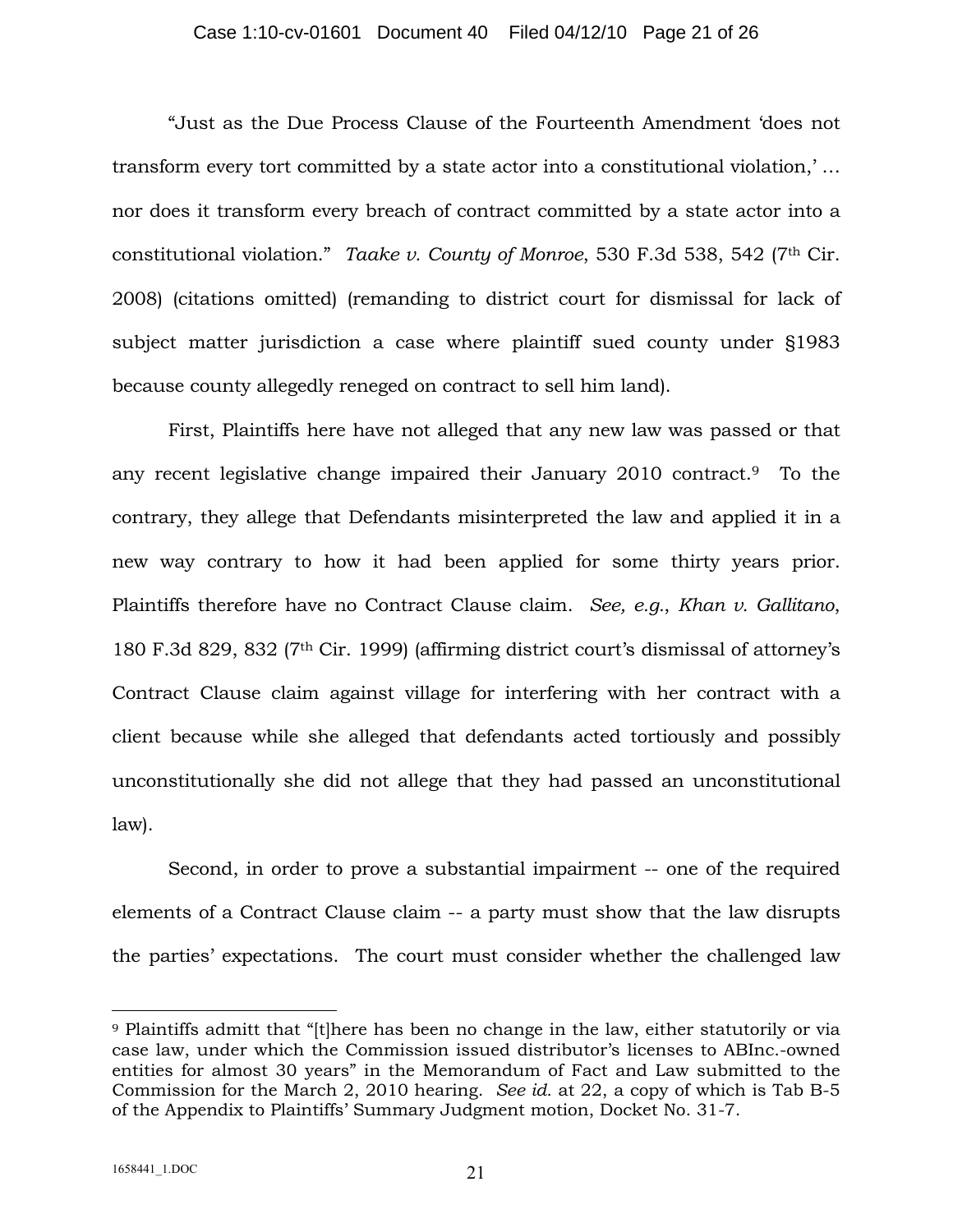"Just as the Due Process Clause of the Fourteenth Amendment 'does not transform every tort committed by a state actor into a constitutional violation,' … nor does it transform every breach of contract committed by a state actor into a constitutional violation." *Taake v. County of Monroe*, 530 F.3d 538, 542 (7th Cir. 2008) (citations omitted) (remanding to district court for dismissal for lack of subject matter jurisdiction a case where plaintiff sued county under §1983 because county allegedly reneged on contract to sell him land).

First, Plaintiffs here have not alleged that any new law was passed or that any recent legislative change impaired their January 2010 contract.[9] To the contrary, they allege that Defendants misinterpreted the law and applied it in a new way contrary to how it had been applied for some thirty years prior. Plaintiffs therefore have no Contract Clause claim. *See, e.g.*, *Khan v. Gallitano*, 180 F.3d 829, 832 (7th Cir. 1999) (affirming district court's dismissal of attorney's Contract Clause claim against village for interfering with her contract with a client because while she alleged that defendants acted tortiously and possibly unconstitutionally she did not allege that they had passed an unconstitutional law).

Second, in order to prove a substantial impairment -- one of the required elements of a Contract Clause claim -- a party must show that the law disrupts the parties' expectations. The court must consider whether the challenged law

---

[9] Plaintiffs admitt that "[t]here has been no change in the law, either statutorily or via case law, under which the Commission issued distributor's licenses to ABInc.-owned entities for almost 30 years" in the Memorandum of Fact and Law submitted to the Commission for the March 2, 2010 hearing. *See id.* at 22, a copy of which is Tab B-5 of the Appendix to Plaintiffs' Summary Judgment motion, Docket No. 31-7.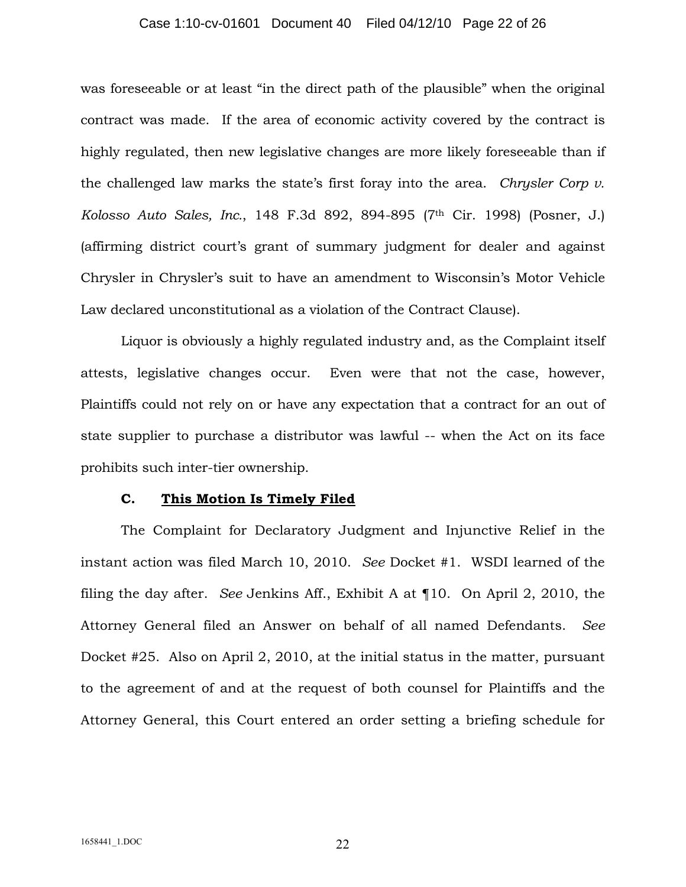was foreseeable or at least "in the direct path of the plausible" when the original contract was made. If the area of economic activity covered by the contract is highly regulated, then new legislative changes are more likely foreseeable than if the challenged law marks the state's first foray into the area. *Chrysler Corp v. Kolosso Auto Sales, Inc.*, 148 F.3d 892, 894-895 (7th Cir. 1998) (Posner, J.) (affirming district court's grant of summary judgment for dealer and against Chrysler in Chrysler's suit to have an amendment to Wisconsin's Motor Vehicle Law declared unconstitutional as a violation of the Contract Clause).

Liquor is obviously a highly regulated industry and, as the Complaint itself attests, legislative changes occur. Even were that not the case, however, Plaintiffs could not rely on or have any expectation that a contract for an out of state supplier to purchase a distributor was lawful -- when the Act on its face prohibits such inter-tier ownership.

### C. <u>**This Motion Is Timely Filed**</u>

The Complaint for Declaratory Judgment and Injunctive Relief in the instant action was filed March 10, 2010. *See* Docket #1. WSDI learned of the filing the day after. *See* Jenkins Aff., Exhibit A at ¶10. On April 2, 2010, the Attorney General filed an Answer on behalf of all named Defendants. *See* Docket #25. Also on April 2, 2010, at the initial status in the matter, pursuant to the agreement of and at the request of both counsel for Plaintiffs and the Attorney General, this Court entered an order setting a briefing schedule for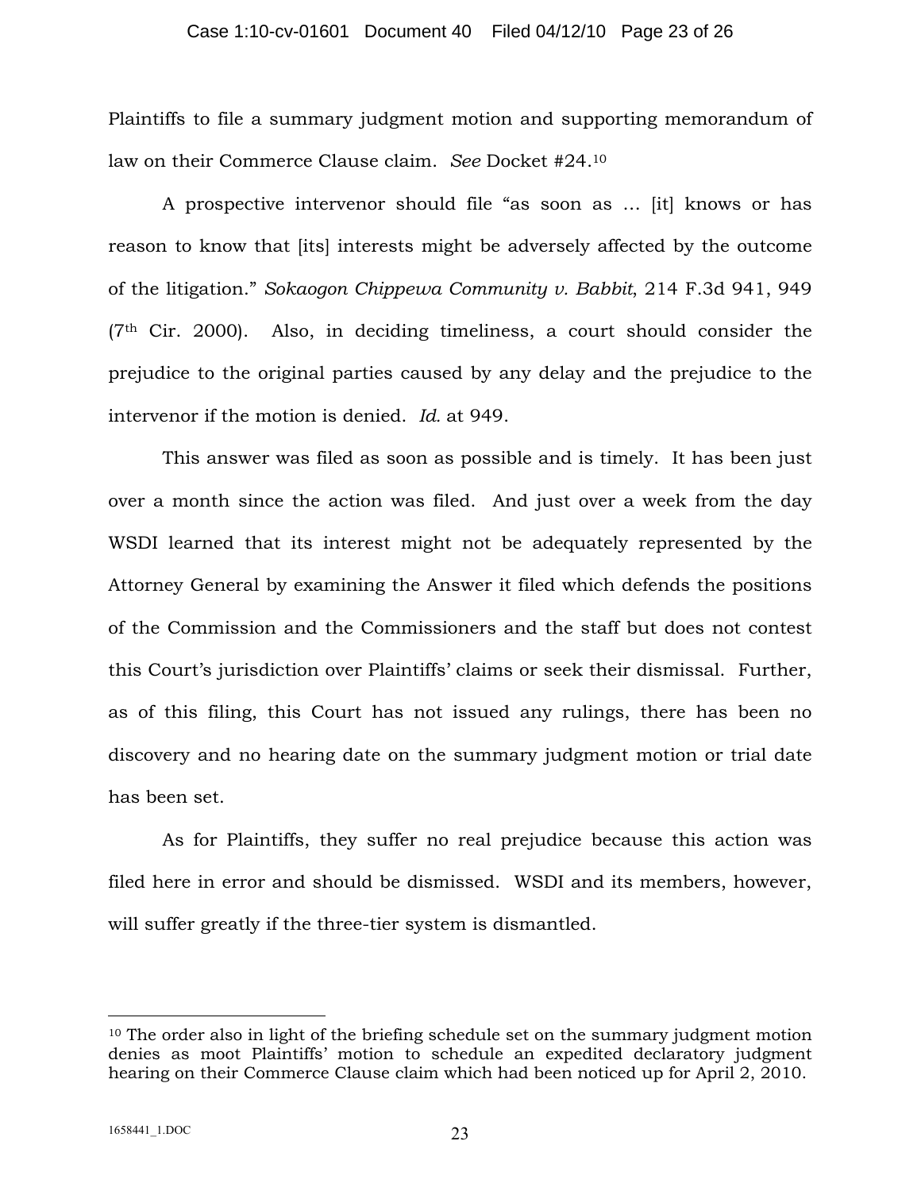Plaintiffs to file a summary judgment motion and supporting memorandum of law on their Commerce Clause claim. *See* Docket #24.[10]

A prospective intervenor should file "as soon as … [it] knows or has reason to know that [its] interests might be adversely affected by the outcome of the litigation." *Sokaogon Chippewa Community v. Babbit*, 214 F.3d 941, 949 (7th Cir. 2000). Also, in deciding timeliness, a court should consider the prejudice to the original parties caused by any delay and the prejudice to the intervenor if the motion is denied. *Id.* at 949.

This answer was filed as soon as possible and is timely. It has been just over a month since the action was filed. And just over a week from the day WSDI learned that its interest might not be adequately represented by the Attorney General by examining the Answer it filed which defends the positions of the Commission and the Commissioners and the staff but does not contest this Court's jurisdiction over Plaintiffs' claims or seek their dismissal. Further, as of this filing, this Court has not issued any rulings, there has been no discovery and no hearing date on the summary judgment motion or trial date has been set.

As for Plaintiffs, they suffer no real prejudice because this action was filed here in error and should be dismissed. WSDI and its members, however, will suffer greatly if the three-tier system is dismantled.

---

[10] The order also in light of the briefing schedule set on the summary judgment motion denies as moot Plaintiffs' motion to schedule an expedited declaratory judgment hearing on their Commerce Clause claim which had been noticed up for April 2, 2010.

1658441_1.DOC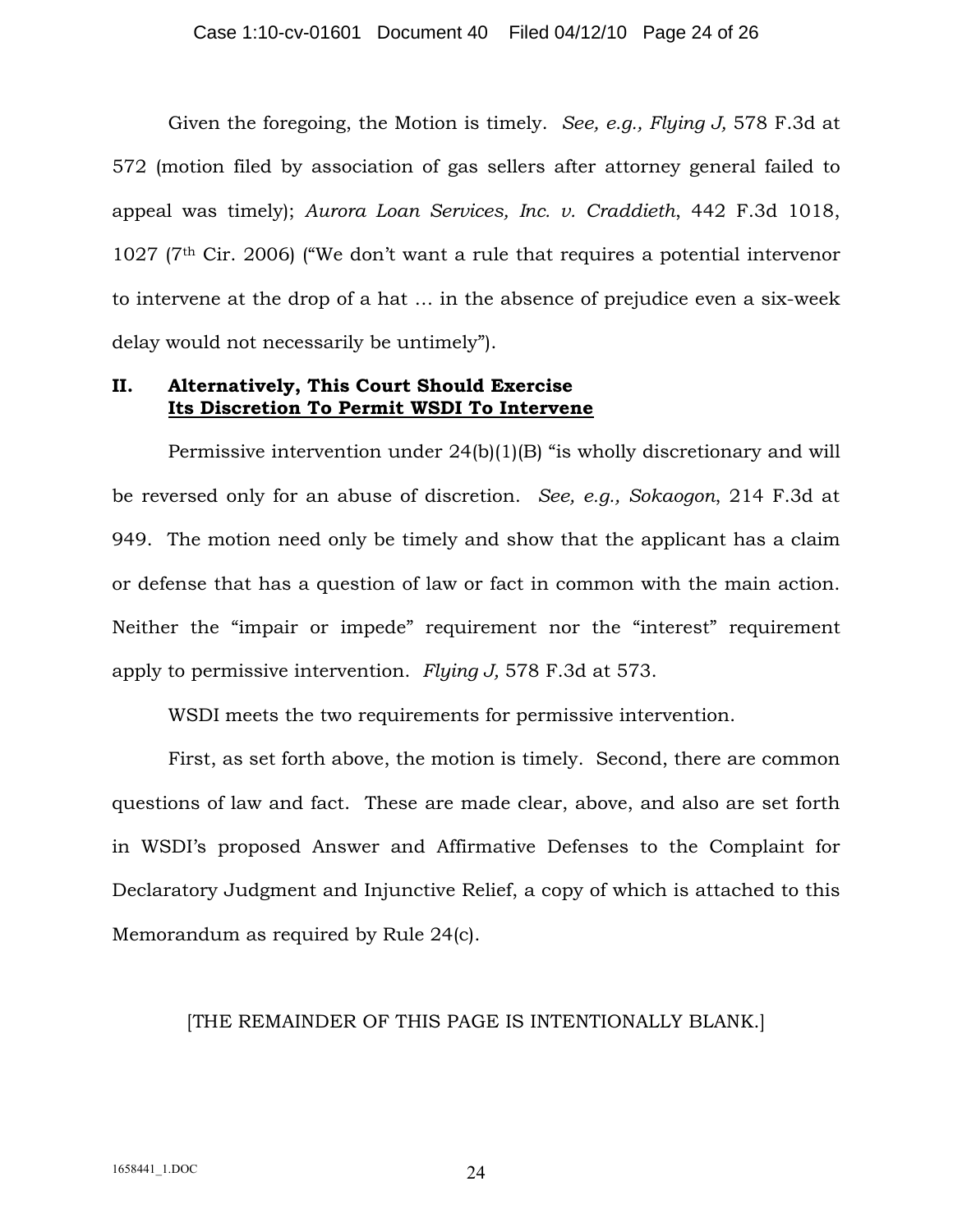Given the foregoing, the Motion is timely. *See, e.g., Flying J,* 578 F.3d at 572 (motion filed by association of gas sellers after attorney general failed to appeal was timely); *Aurora Loan Services, Inc. v. Craddieth*, 442 F.3d 1018, 1027 (7th Cir. 2006) ("We don't want a rule that requires a potential intervenor to intervene at the drop of a hat … in the absence of prejudice even a six-week delay would not necessarily be untimely").

## II. Alternatively, This Court Should Exercise Its Discretion To Permit WSDI To Intervene

Permissive intervention under 24(b)(1)(B) "is wholly discretionary and will be reversed only for an abuse of discretion. *See, e.g., Sokaogon*, 214 F.3d at 949. The motion need only be timely and show that the applicant has a claim or defense that has a question of law or fact in common with the main action. Neither the "impair or impede" requirement nor the "interest" requirement apply to permissive intervention. *Flying J,* 578 F.3d at 573.

WSDI meets the two requirements for permissive intervention.

First, as set forth above, the motion is timely. Second, there are common questions of law and fact. These are made clear, above, and also are set forth in WSDI's proposed Answer and Affirmative Defenses to the Complaint for Declaratory Judgment and Injunctive Relief, a copy of which is attached to this Memorandum as required by Rule 24(c).

[THE REMAINDER OF THIS PAGE IS INTENTIONALLY BLANK.]

1658441_1.DOC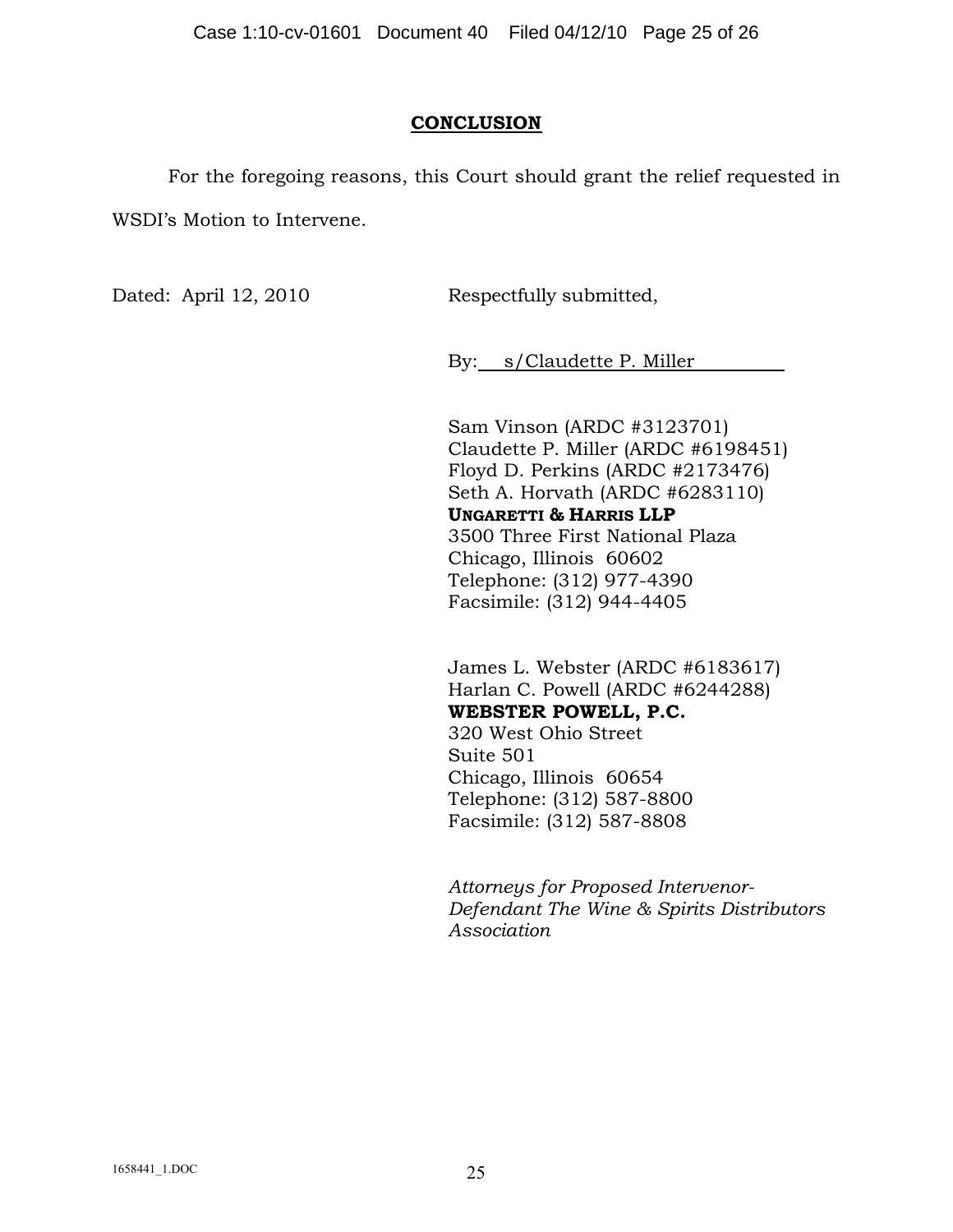## **CONCLUSION**

For the foregoing reasons, this Court should grant the relief requested in WSDI's Motion to Intervene.

Dated: April 12, 2010

Respectfully submitted,

By: s/Claudette P. Miller

Sam Vinson (ARDC #3123701)
Claudette P. Miller (ARDC #6198451)
Floyd D. Perkins (ARDC #2173476)
Seth A. Horvath (ARDC #6283110)
**UNGARETTI & HARRIS LLP**
3500 Three First National Plaza
Chicago, Illinois 60602
Telephone: (312) 977-4390
Facsimile: (312) 944-4405

James L. Webster (ARDC #6183617)
Harlan C. Powell (ARDC #6244288)
**WEBSTER POWELL, P.C.**
320 West Ohio Street
Suite 501
Chicago, Illinois 60654
Telephone: (312) 587-8800
Facsimile: (312) 587-8808

*Attorneys for Proposed Intervenor-Defendant The Wine & Spirits Distributors Association*

1658441_1.DOC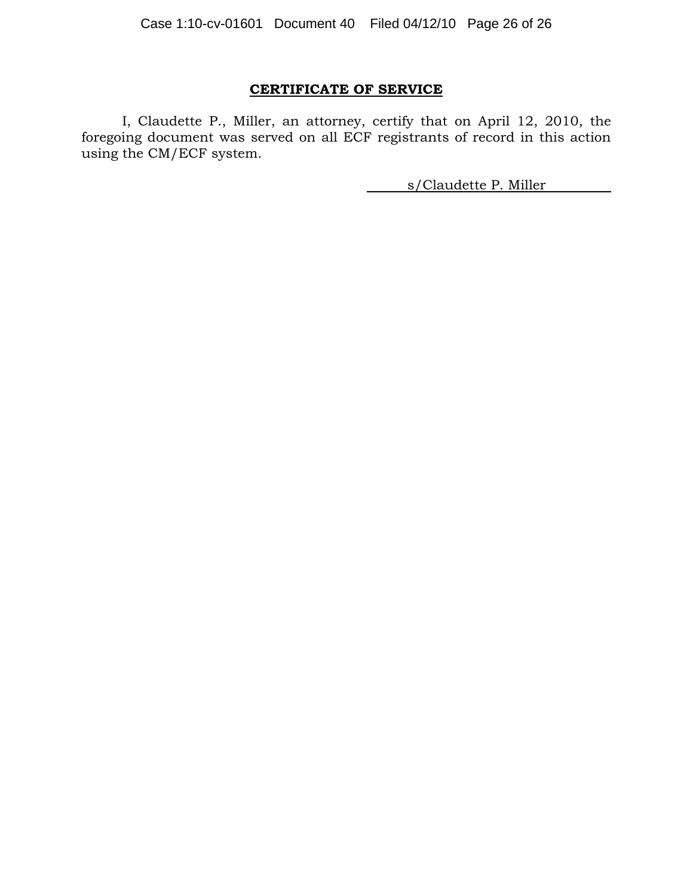**CERTIFICATE OF SERVICE**

I, Claudette P., Miller, an attorney, certify that on April 12, 2010, the foregoing document was served on all ECF registrants of record in this action using the CM/ECF system.

s/Claudette P. Miller